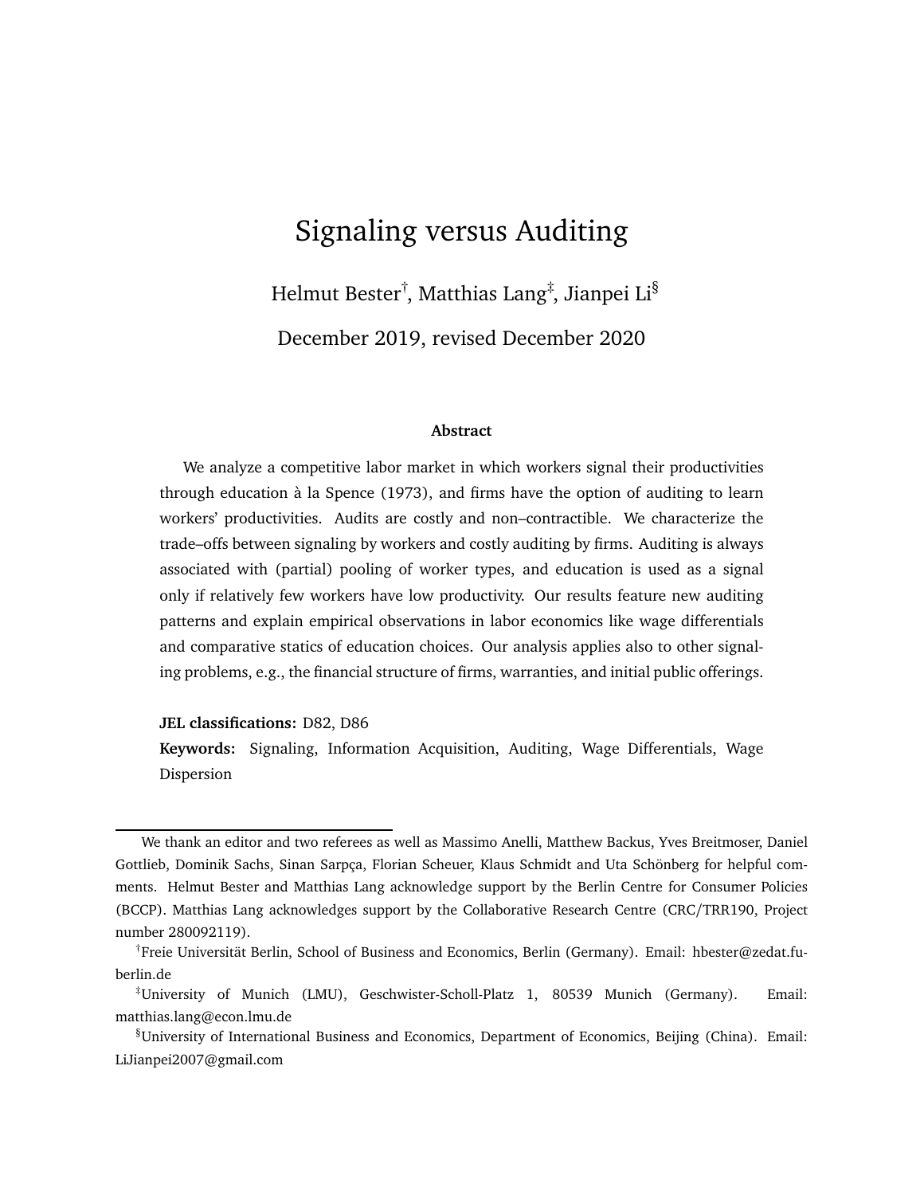# Signaling versus Auditing

Helmut Bester[†], Matthias Lang[‡], Jianpei Li[§]

December 2019, revised December 2020

**Abstract**

We analyze a competitive labor market in which workers signal their productivities through education à la Spence (1973), and firms have the option of auditing to learn workers' productivities. Audits are costly and non–contractible. We characterize the trade–offs between signaling by workers and costly auditing by firms. Auditing is always associated with (partial) pooling of worker types, and education is used as a signal only if relatively few workers have low productivity. Our results feature new auditing patterns and explain empirical observations in labor economics like wage differentials and comparative statics of education choices. Our analysis applies also to other signaling problems, e.g., the financial structure of firms, warranties, and initial public offerings.

**JEL classifications:** D82, D86

**Keywords:** Signaling, Information Acquisition, Auditing, Wage Differentials, Wage Dispersion

---

We thank an editor and two referees as well as Massimo Anelli, Matthew Backus, Yves Breitmoser, Daniel Gottlieb, Dominik Sachs, Sinan Sarpça, Florian Scheuer, Klaus Schmidt and Uta Schönberg for helpful comments. Helmut Bester and Matthias Lang acknowledge support by the Berlin Centre for Consumer Policies (BCCP). Matthias Lang acknowledges support by the Collaborative Research Centre (CRC/TRR190, Project number 280092119).

[†]Freie Universität Berlin, School of Business and Economics, Berlin (Germany). Email: hbester@zedat.fu-berlin.de

[‡]University of Munich (LMU), Geschwister-Scholl-Platz 1, 80539 Munich (Germany). Email: matthias.lang@econ.lmu.de

[§]University of International Business and Economics, Department of Economics, Beijing (China). Email: LiJianpei2007@gmail.com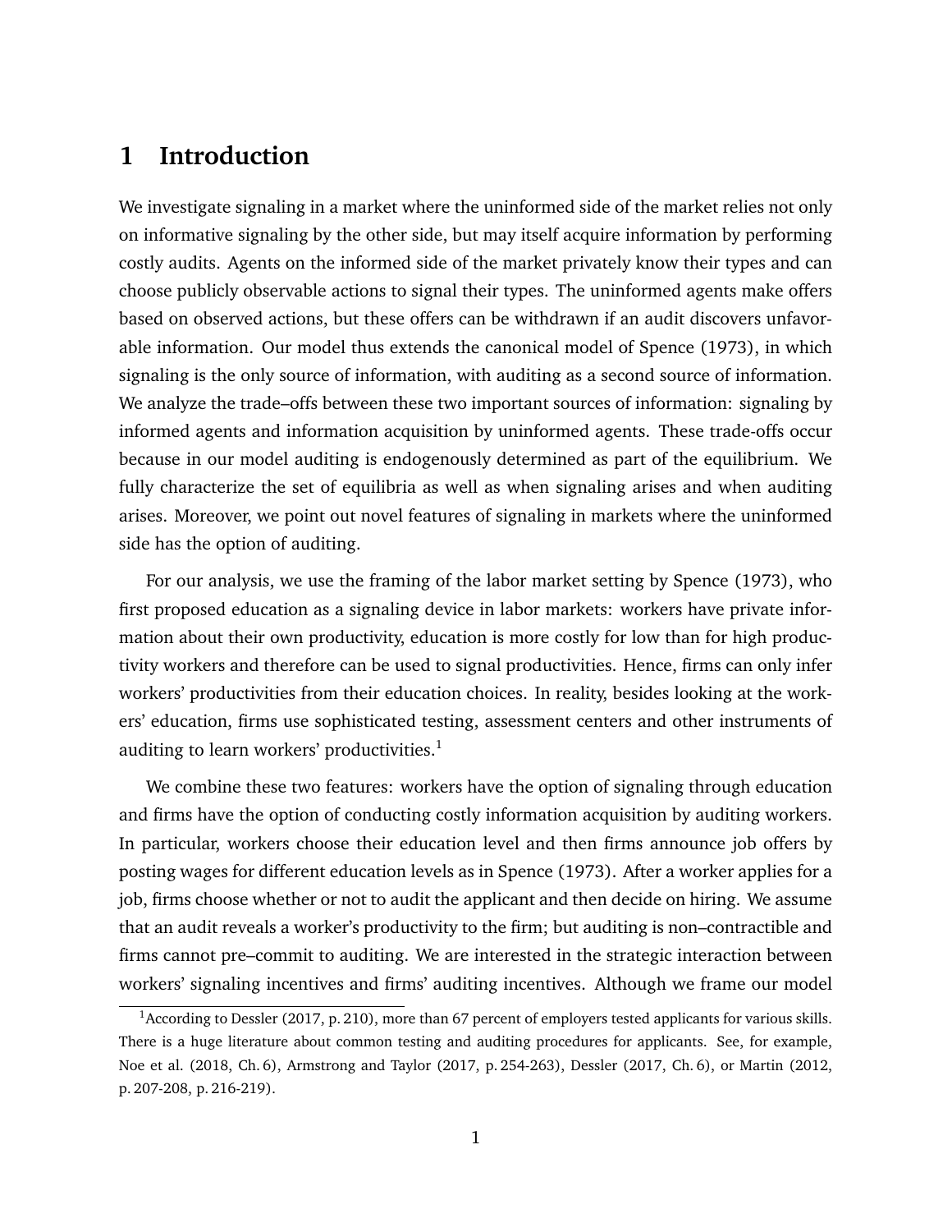# 1 Introduction

We investigate signaling in a market where the uninformed side of the market relies not only on informative signaling by the other side, but may itself acquire information by performing costly audits. Agents on the informed side of the market privately know their types and can choose publicly observable actions to signal their types. The uninformed agents make offers based on observed actions, but these offers can be withdrawn if an audit discovers unfavorable information. Our model thus extends the canonical model of Spence (1973), in which signaling is the only source of information, with auditing as a second source of information. We analyze the trade–offs between these two important sources of information: signaling by informed agents and information acquisition by uninformed agents. These trade-offs occur because in our model auditing is endogenously determined as part of the equilibrium. We fully characterize the set of equilibria as well as when signaling arises and when auditing arises. Moreover, we point out novel features of signaling in markets where the uninformed side has the option of auditing.

For our analysis, we use the framing of the labor market setting by Spence (1973), who first proposed education as a signaling device in labor markets: workers have private information about their own productivity, education is more costly for low than for high productivity workers and therefore can be used to signal productivities. Hence, firms can only infer workers' productivities from their education choices. In reality, besides looking at the workers' education, firms use sophisticated testing, assessment centers and other instruments of auditing to learn workers' productivities.[1]

We combine these two features: workers have the option of signaling through education and firms have the option of conducting costly information acquisition by auditing workers. In particular, workers choose their education level and then firms announce job offers by posting wages for different education levels as in Spence (1973). After a worker applies for a job, firms choose whether or not to audit the applicant and then decide on hiring. We assume that an audit reveals a worker's productivity to the firm; but auditing is non–contractible and firms cannot pre–commit to auditing. We are interested in the strategic interaction between workers' signaling incentives and firms' auditing incentives. Although we frame our model

[1] According to Dessler (2017, p. 210), more than 67 percent of employers tested applicants for various skills. There is a huge literature about common testing and auditing procedures for applicants. See, for example, Noe et al. (2018, Ch. 6), Armstrong and Taylor (2017, p. 254-263), Dessler (2017, Ch. 6), or Martin (2012, p. 207-208, p. 216-219).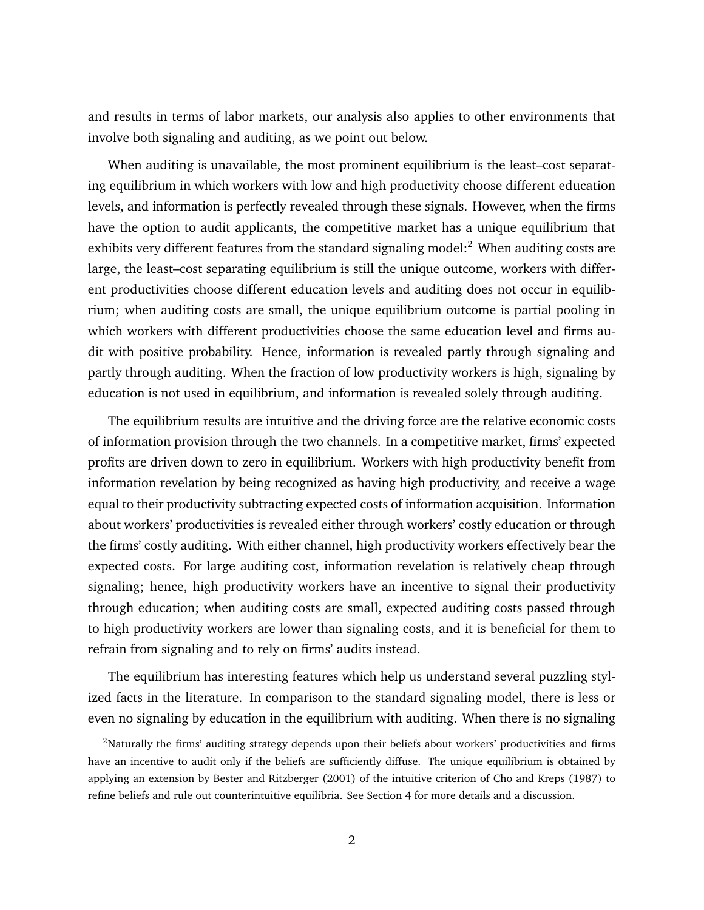and results in terms of labor markets, our analysis also applies to other environments that involve both signaling and auditing, as we point out below.

When auditing is unavailable, the most prominent equilibrium is the least–cost separating equilibrium in which workers with low and high productivity choose different education levels, and information is perfectly revealed through these signals. However, when the firms have the option to audit applicants, the competitive market has a unique equilibrium that exhibits very different features from the standard signaling model:[2] When auditing costs are large, the least–cost separating equilibrium is still the unique outcome, workers with different productivities choose different education levels and auditing does not occur in equilibrium; when auditing costs are small, the unique equilibrium outcome is partial pooling in which workers with different productivities choose the same education level and firms audit with positive probability. Hence, information is revealed partly through signaling and partly through auditing. When the fraction of low productivity workers is high, signaling by education is not used in equilibrium, and information is revealed solely through auditing.

The equilibrium results are intuitive and the driving force are the relative economic costs of information provision through the two channels. In a competitive market, firms' expected profits are driven down to zero in equilibrium. Workers with high productivity benefit from information revelation by being recognized as having high productivity, and receive a wage equal to their productivity subtracting expected costs of information acquisition. Information about workers' productivities is revealed either through workers' costly education or through the firms' costly auditing. With either channel, high productivity workers effectively bear the expected costs. For large auditing cost, information revelation is relatively cheap through signaling; hence, high productivity workers have an incentive to signal their productivity through education; when auditing costs are small, expected auditing costs passed through to high productivity workers are lower than signaling costs, and it is beneficial for them to refrain from signaling and to rely on firms' audits instead.

The equilibrium has interesting features which help us understand several puzzling stylized facts in the literature. In comparison to the standard signaling model, there is less or even no signaling by education in the equilibrium with auditing. When there is no signaling

[2] Naturally the firms' auditing strategy depends upon their beliefs about workers' productivities and firms have an incentive to audit only if the beliefs are sufficiently diffuse. The unique equilibrium is obtained by applying an extension by Bester and Ritzberger (2001) of the intuitive criterion of Cho and Kreps (1987) to refine beliefs and rule out counterintuitive equilibria. See Section 4 for more details and a discussion.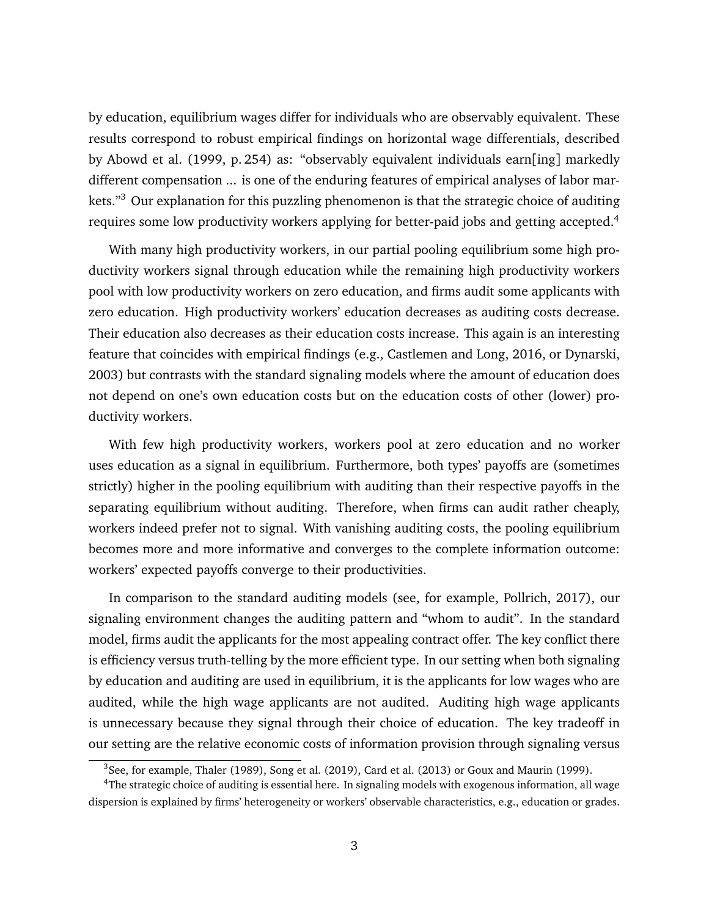by education, equilibrium wages differ for individuals who are observably equivalent. These results correspond to robust empirical findings on horizontal wage differentials, described by Abowd et al. (1999, p. 254) as: "observably equivalent individuals earn[ing] markedly different compensation ... is one of the enduring features of empirical analyses of labor markets."[3] Our explanation for this puzzling phenomenon is that the strategic choice of auditing requires some low productivity workers applying for better-paid jobs and getting accepted.[4]

With many high productivity workers, in our partial pooling equilibrium some high productivity workers signal through education while the remaining high productivity workers pool with low productivity workers on zero education, and firms audit some applicants with zero education. High productivity workers' education decreases as auditing costs decrease. Their education also decreases as their education costs increase. This again is an interesting feature that coincides with empirical findings (e.g., Castlemen and Long, 2016, or Dynarski, 2003) but contrasts with the standard signaling models where the amount of education does not depend on one's own education costs but on the education costs of other (lower) productivity workers.

With few high productivity workers, workers pool at zero education and no worker uses education as a signal in equilibrium. Furthermore, both types' payoffs are (sometimes strictly) higher in the pooling equilibrium with auditing than their respective payoffs in the separating equilibrium without auditing. Therefore, when firms can audit rather cheaply, workers indeed prefer not to signal. With vanishing auditing costs, the pooling equilibrium becomes more and more informative and converges to the complete information outcome: workers' expected payoffs converge to their productivities.

In comparison to the standard auditing models (see, for example, Pollrich, 2017), our signaling environment changes the auditing pattern and "whom to audit". In the standard model, firms audit the applicants for the most appealing contract offer. The key conflict there is efficiency versus truth-telling by the more efficient type. In our setting when both signaling by education and auditing are used in equilibrium, it is the applicants for low wages who are audited, while the high wage applicants are not audited. Auditing high wage applicants is unnecessary because they signal through their choice of education. The key tradeoff in our setting are the relative economic costs of information provision through signaling versus

[3] See, for example, Thaler (1989), Song et al. (2019), Card et al. (2013) or Goux and Maurin (1999).

[4] The strategic choice of auditing is essential here. In signaling models with exogenous information, all wage dispersion is explained by firms' heterogeneity or workers' observable characteristics, e.g., education or grades.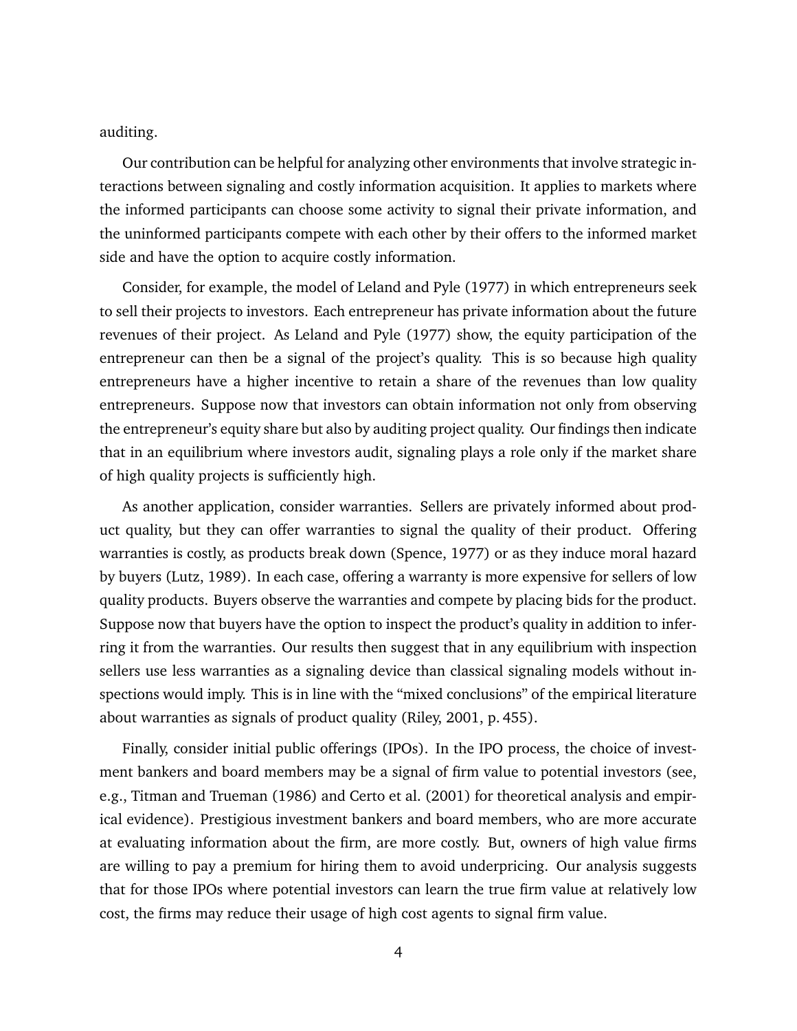auditing.

Our contribution can be helpful for analyzing other environments that involve strategic interactions between signaling and costly information acquisition. It applies to markets where the informed participants can choose some activity to signal their private information, and the uninformed participants compete with each other by their offers to the informed market side and have the option to acquire costly information.

Consider, for example, the model of Leland and Pyle (1977) in which entrepreneurs seek to sell their projects to investors. Each entrepreneur has private information about the future revenues of their project. As Leland and Pyle (1977) show, the equity participation of the entrepreneur can then be a signal of the project's quality. This is so because high quality entrepreneurs have a higher incentive to retain a share of the revenues than low quality entrepreneurs. Suppose now that investors can obtain information not only from observing the entrepreneur's equity share but also by auditing project quality. Our findings then indicate that in an equilibrium where investors audit, signaling plays a role only if the market share of high quality projects is sufficiently high.

As another application, consider warranties. Sellers are privately informed about product quality, but they can offer warranties to signal the quality of their product. Offering warranties is costly, as products break down (Spence, 1977) or as they induce moral hazard by buyers (Lutz, 1989). In each case, offering a warranty is more expensive for sellers of low quality products. Buyers observe the warranties and compete by placing bids for the product. Suppose now that buyers have the option to inspect the product's quality in addition to inferring it from the warranties. Our results then suggest that in any equilibrium with inspection sellers use less warranties as a signaling device than classical signaling models without inspections would imply. This is in line with the "mixed conclusions" of the empirical literature about warranties as signals of product quality (Riley, 2001, p. 455).

Finally, consider initial public offerings (IPOs). In the IPO process, the choice of investment bankers and board members may be a signal of firm value to potential investors (see, e.g., Titman and Trueman (1986) and Certo et al. (2001) for theoretical analysis and empirical evidence). Prestigious investment bankers and board members, who are more accurate at evaluating information about the firm, are more costly. But, owners of high value firms are willing to pay a premium for hiring them to avoid underpricing. Our analysis suggests that for those IPOs where potential investors can learn the true firm value at relatively low cost, the firms may reduce their usage of high cost agents to signal firm value.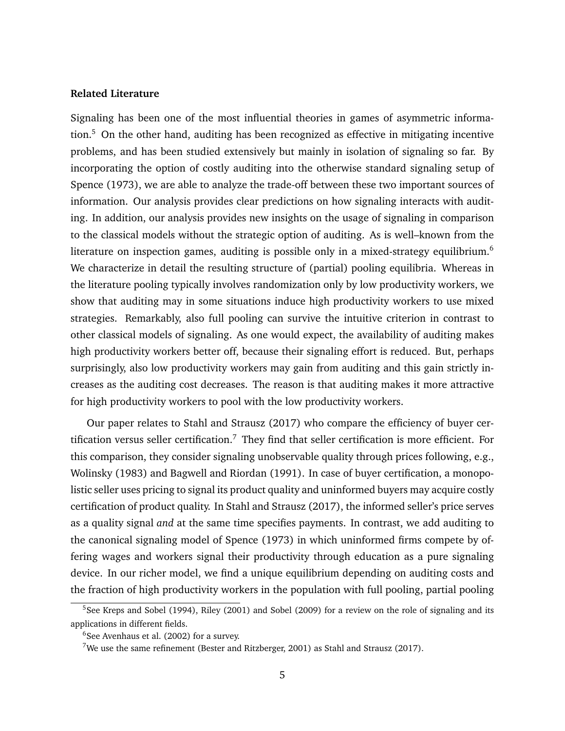**Related Literature**

Signaling has been one of the most influential theories in games of asymmetric information.[5] On the other hand, auditing has been recognized as effective in mitigating incentive problems, and has been studied extensively but mainly in isolation of signaling so far. By incorporating the option of costly auditing into the otherwise standard signaling setup of Spence (1973), we are able to analyze the trade-off between these two important sources of information. Our analysis provides clear predictions on how signaling interacts with auditing. In addition, our analysis provides new insights on the usage of signaling in comparison to the classical models without the strategic option of auditing. As is well–known from the literature on inspection games, auditing is possible only in a mixed-strategy equilibrium.[6] We characterize in detail the resulting structure of (partial) pooling equilibria. Whereas in the literature pooling typically involves randomization only by low productivity workers, we show that auditing may in some situations induce high productivity workers to use mixed strategies. Remarkably, also full pooling can survive the intuitive criterion in contrast to other classical models of signaling. As one would expect, the availability of auditing makes high productivity workers better off, because their signaling effort is reduced. But, perhaps surprisingly, also low productivity workers may gain from auditing and this gain strictly increases as the auditing cost decreases. The reason is that auditing makes it more attractive for high productivity workers to pool with the low productivity workers.

Our paper relates to Stahl and Strausz (2017) who compare the efficiency of buyer certification versus seller certification.[7] They find that seller certification is more efficient. For this comparison, they consider signaling unobservable quality through prices following, e.g., Wolinsky (1983) and Bagwell and Riordan (1991). In case of buyer certification, a monopolistic seller uses pricing to signal its product quality and uninformed buyers may acquire costly certification of product quality. In Stahl and Strausz (2017), the informed seller's price serves as a quality signal *and* at the same time specifies payments. In contrast, we add auditing to the canonical signaling model of Spence (1973) in which uninformed firms compete by offering wages and workers signal their productivity through education as a pure signaling device. In our richer model, we find a unique equilibrium depending on auditing costs and the fraction of high productivity workers in the population with full pooling, partial pooling

[5] See Kreps and Sobel (1994), Riley (2001) and Sobel (2009) for a review on the role of signaling and its applications in different fields.

[6] See Avenhaus et al. (2002) for a survey.

[7] We use the same refinement (Bester and Ritzberger, 2001) as Stahl and Strausz (2017).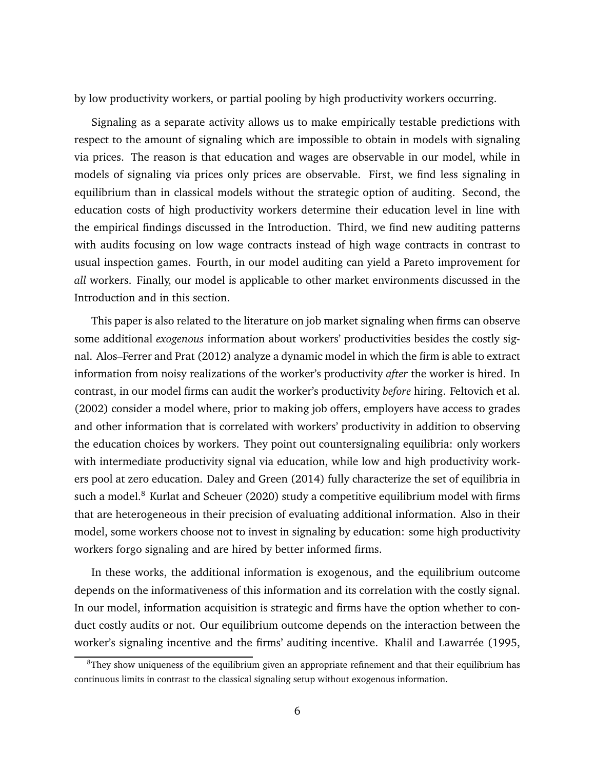by low productivity workers, or partial pooling by high productivity workers occurring.

Signaling as a separate activity allows us to make empirically testable predictions with respect to the amount of signaling which are impossible to obtain in models with signaling via prices. The reason is that education and wages are observable in our model, while in models of signaling via prices only prices are observable. First, we find less signaling in equilibrium than in classical models without the strategic option of auditing. Second, the education costs of high productivity workers determine their education level in line with the empirical findings discussed in the Introduction. Third, we find new auditing patterns with audits focusing on low wage contracts instead of high wage contracts in contrast to usual inspection games. Fourth, in our model auditing can yield a Pareto improvement for *all* workers. Finally, our model is applicable to other market environments discussed in the Introduction and in this section.

This paper is also related to the literature on job market signaling when firms can observe some additional *exogenous* information about workers' productivities besides the costly signal. Alos–Ferrer and Prat (2012) analyze a dynamic model in which the firm is able to extract information from noisy realizations of the worker's productivity *after* the worker is hired. In contrast, in our model firms can audit the worker's productivity *before* hiring. Feltovich et al. (2002) consider a model where, prior to making job offers, employers have access to grades and other information that is correlated with workers' productivity in addition to observing the education choices by workers. They point out countersignaling equilibria: only workers with intermediate productivity signal via education, while low and high productivity workers pool at zero education. Daley and Green (2014) fully characterize the set of equilibria in such a model.[8] Kurlat and Scheuer (2020) study a competitive equilibrium model with firms that are heterogeneous in their precision of evaluating additional information. Also in their model, some workers choose not to invest in signaling by education: some high productivity workers forgo signaling and are hired by better informed firms.

In these works, the additional information is exogenous, and the equilibrium outcome depends on the informativeness of this information and its correlation with the costly signal. In our model, information acquisition is strategic and firms have the option whether to conduct costly audits or not. Our equilibrium outcome depends on the interaction between the worker's signaling incentive and the firms' auditing incentive. Khalil and Lawarrée (1995,

[8] They show uniqueness of the equilibrium given an appropriate refinement and that their equilibrium has continuous limits in contrast to the classical signaling setup without exogenous information.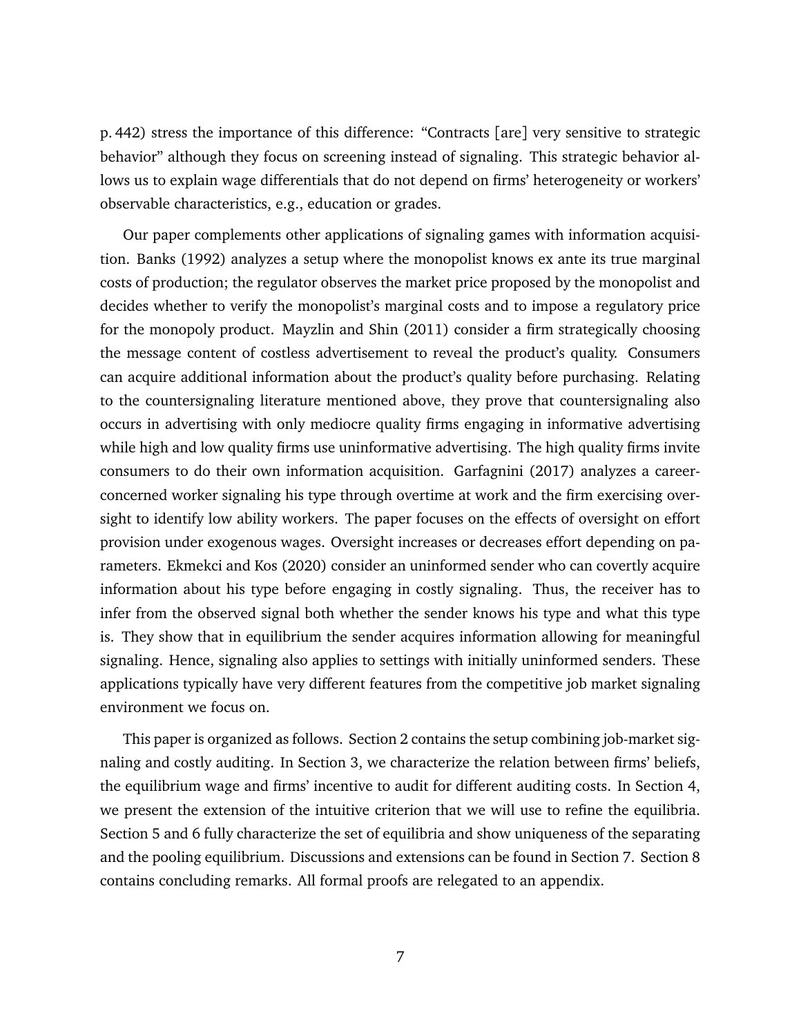p. 442) stress the importance of this difference: "Contracts [are] very sensitive to strategic behavior" although they focus on screening instead of signaling. This strategic behavior allows us to explain wage differentials that do not depend on firms' heterogeneity or workers' observable characteristics, e.g., education or grades.

Our paper complements other applications of signaling games with information acquisition. Banks (1992) analyzes a setup where the monopolist knows ex ante its true marginal costs of production; the regulator observes the market price proposed by the monopolist and decides whether to verify the monopolist's marginal costs and to impose a regulatory price for the monopoly product. Mayzlin and Shin (2011) consider a firm strategically choosing the message content of costless advertisement to reveal the product's quality. Consumers can acquire additional information about the product's quality before purchasing. Relating to the countersignaling literature mentioned above, they prove that countersignaling also occurs in advertising with only mediocre quality firms engaging in informative advertising while high and low quality firms use uninformative advertising. The high quality firms invite consumers to do their own information acquisition. Garfagnini (2017) analyzes a career-concerned worker signaling his type through overtime at work and the firm exercising oversight to identify low ability workers. The paper focuses on the effects of oversight on effort provision under exogenous wages. Oversight increases or decreases effort depending on parameters. Ekmekci and Kos (2020) consider an uninformed sender who can covertly acquire information about his type before engaging in costly signaling. Thus, the receiver has to infer from the observed signal both whether the sender knows his type and what this type is. They show that in equilibrium the sender acquires information allowing for meaningful signaling. Hence, signaling also applies to settings with initially uninformed senders. These applications typically have very different features from the competitive job market signaling environment we focus on.

This paper is organized as follows. Section 2 contains the setup combining job-market signaling and costly auditing. In Section 3, we characterize the relation between firms' beliefs, the equilibrium wage and firms' incentive to audit for different auditing costs. In Section 4, we present the extension of the intuitive criterion that we will use to refine the equilibria. Section 5 and 6 fully characterize the set of equilibria and show uniqueness of the separating and the pooling equilibrium. Discussions and extensions can be found in Section 7. Section 8 contains concluding remarks. All formal proofs are relegated to an appendix.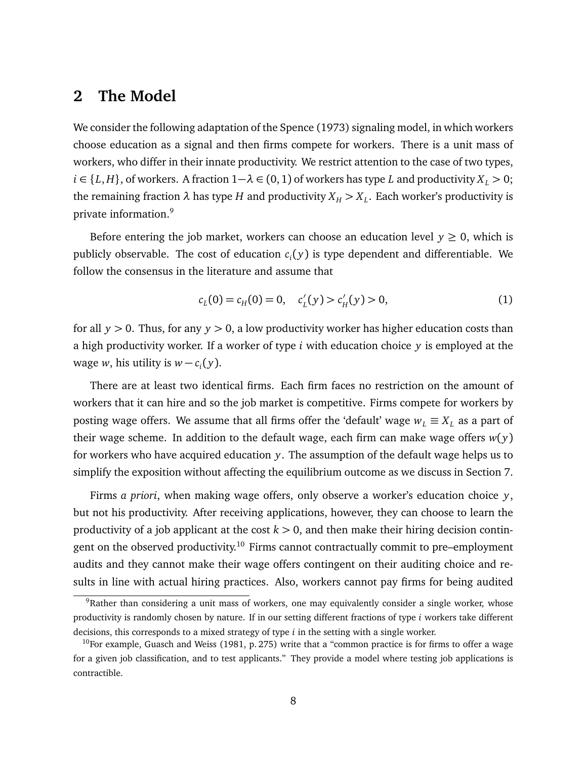## 2 The Model

We consider the following adaptation of the Spence (1973) signaling model, in which workers choose education as a signal and then firms compete for workers. There is a unit mass of workers, who differ in their innate productivity. We restrict attention to the case of two types, $i \in \{L, H\}$, of workers. A fraction $1-\lambda \in (0,1)$ of workers has type $L$ and productivity $X_L > 0$; the remaining fraction $\lambda$ has type $H$ and productivity $X_H > X_L$. Each worker's productivity is private information.[9]

Before entering the job market, workers can choose an education level $y \geq 0$, which is publicly observable. The cost of education $c_i(y)$ is type dependent and differentiable. We follow the consensus in the literature and assume that

$$c_L(0) = c_H(0) = 0, \quad c'_L(y) > c'_H(y) > 0, \tag{1}$$

for all $y > 0$. Thus, for any $y > 0$, a low productivity worker has higher education costs than a high productivity worker. If a worker of type $i$ with education choice $y$ is employed at the wage $w$, his utility is $w - c_i(y)$.

There are at least two identical firms. Each firm faces no restriction on the amount of workers that it can hire and so the job market is competitive. Firms compete for workers by posting wage offers. We assume that all firms offer the 'default' wage $w_L \equiv X_L$ as a part of their wage scheme. In addition to the default wage, each firm can make wage offers $w(y)$ for workers who have acquired education $y$. The assumption of the default wage helps us to simplify the exposition without affecting the equilibrium outcome as we discuss in Section 7.

Firms *a priori*, when making wage offers, only observe a worker's education choice $y$, but not his productivity. After receiving applications, however, they can choose to learn the productivity of a job applicant at the cost $k > 0$, and then make their hiring decision contingent on the observed productivity.[10] Firms cannot contractually commit to pre–employment audits and they cannot make their wage offers contingent on their auditing choice and results in line with actual hiring practices. Also, workers cannot pay firms for being audited

[9] Rather than considering a unit mass of workers, one may equivalently consider a single worker, whose productivity is randomly chosen by nature. If in our setting different fractions of type $i$ workers take different decisions, this corresponds to a mixed strategy of type $i$ in the setting with a single worker.

[10] For example, Guasch and Weiss (1981, p. 275) write that a "common practice is for firms to offer a wage for a given job classification, and to test applicants." They provide a model where testing job applications is contractible.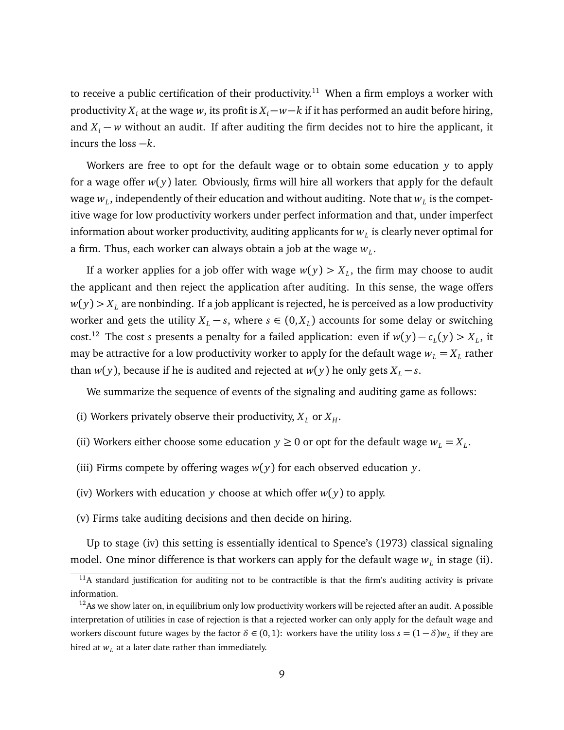to receive a public certification of their productivity.[11] When a firm employs a worker with productivity $X_i$ at the wage $w$, its profit is $X_i - w - k$ if it has performed an audit before hiring, and $X_i - w$ without an audit. If after auditing the firm decides not to hire the applicant, it incurs the loss $-k$.

Workers are free to opt for the default wage or to obtain some education $y$ to apply for a wage offer $w(y)$ later. Obviously, firms will hire all workers that apply for the default wage $w_L$, independently of their education and without auditing. Note that $w_L$ is the competitive wage for low productivity workers under perfect information and that, under imperfect information about worker productivity, auditing applicants for $w_L$ is clearly never optimal for a firm. Thus, each worker can always obtain a job at the wage $w_L$.

If a worker applies for a job offer with wage $w(y) > X_L$, the firm may choose to audit the applicant and then reject the application after auditing. In this sense, the wage offers $w(y) > X_L$ are nonbinding. If a job applicant is rejected, he is perceived as a low productivity worker and gets the utility $X_L - s$, where $s \in (0, X_L)$ accounts for some delay or switching cost.[12] The cost $s$ presents a penalty for a failed application: even if $w(y) - c_L(y) > X_L$, it may be attractive for a low productivity worker to apply for the default wage $w_L = X_L$ rather than $w(y)$, because if he is audited and rejected at $w(y)$ he only gets $X_L - s$.

We summarize the sequence of events of the signaling and auditing game as follows:

(i) Workers privately observe their productivity, $X_L$ or $X_H$.

(ii) Workers either choose some education $y \geq 0$ or opt for the default wage $w_L = X_L$.

(iii) Firms compete by offering wages $w(y)$ for each observed education $y$.

(iv) Workers with education $y$ choose at which offer $w(y)$ to apply.

(v) Firms take auditing decisions and then decide on hiring.

Up to stage (iv) this setting is essentially identical to Spence's (1973) classical signaling model. One minor difference is that workers can apply for the default wage $w_L$ in stage (ii).

---

[11] A standard justification for auditing not to be contractible is that the firm's auditing activity is private information.

[12] As we show later on, in equilibrium only low productivity workers will be rejected after an audit. A possible interpretation of utilities in case of rejection is that a rejected worker can only apply for the default wage and workers discount future wages by the factor $\delta \in (0,1)$: workers have the utility loss $s = (1-\delta)w_L$ if they are hired at $w_L$ at a later date rather than immediately.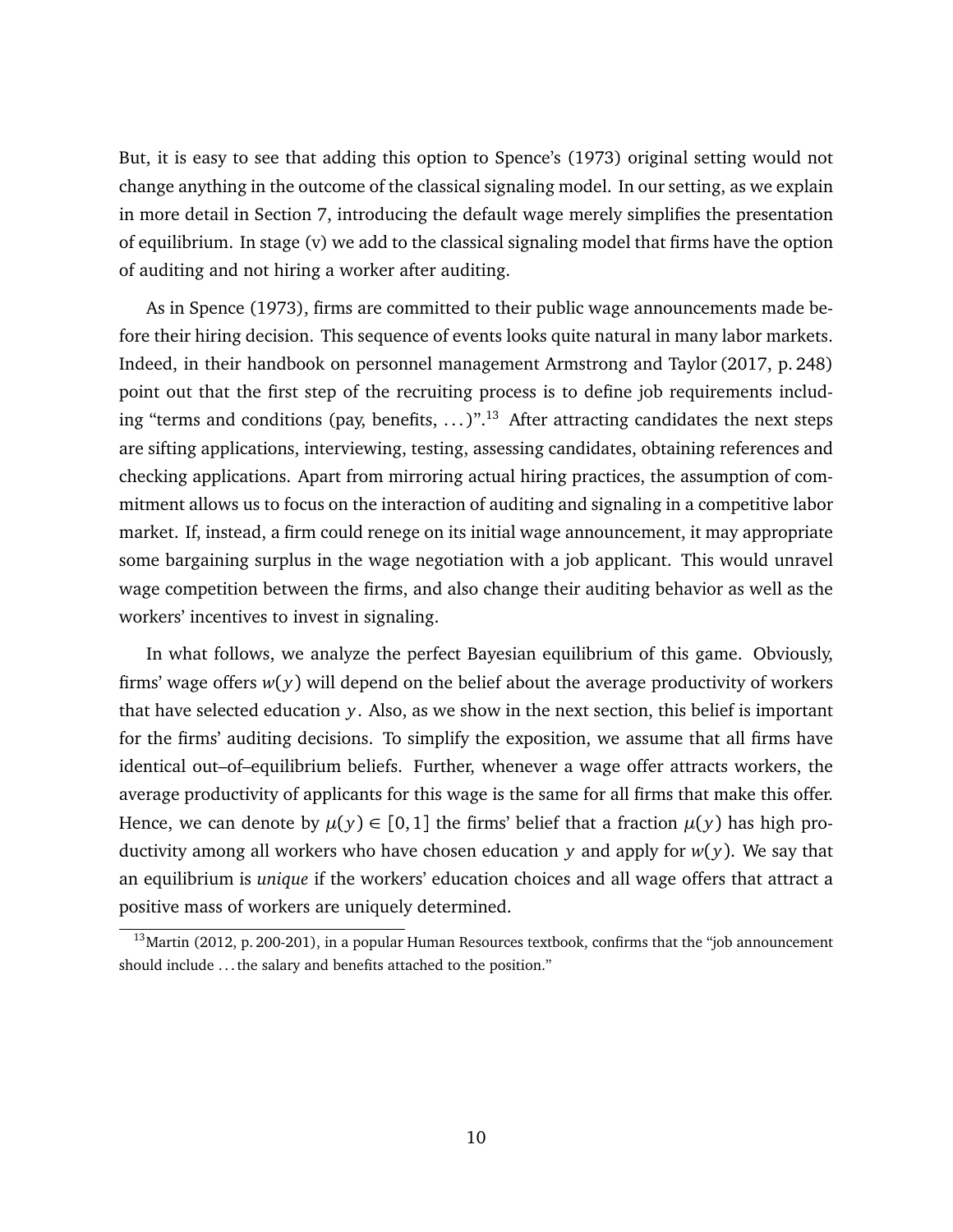But, it is easy to see that adding this option to Spence's (1973) original setting would not change anything in the outcome of the classical signaling model. In our setting, as we explain in more detail in Section 7, introducing the default wage merely simplifies the presentation of equilibrium. In stage (v) we add to the classical signaling model that firms have the option of auditing and not hiring a worker after auditing.

As in Spence (1973), firms are committed to their public wage announcements made before their hiring decision. This sequence of events looks quite natural in many labor markets. Indeed, in their handbook on personnel management Armstrong and Taylor (2017, p. 248) point out that the first step of the recruiting process is to define job requirements including "terms and conditions (pay, benefits, ...)".[13] After attracting candidates the next steps are sifting applications, interviewing, testing, assessing candidates, obtaining references and checking applications. Apart from mirroring actual hiring practices, the assumption of commitment allows us to focus on the interaction of auditing and signaling in a competitive labor market. If, instead, a firm could renege on its initial wage announcement, it may appropriate some bargaining surplus in the wage negotiation with a job applicant. This would unravel wage competition between the firms, and also change their auditing behavior as well as the workers' incentives to invest in signaling.

In what follows, we analyze the perfect Bayesian equilibrium of this game. Obviously, firms' wage offers $w(y)$ will depend on the belief about the average productivity of workers that have selected education $y$. Also, as we show in the next section, this belief is important for the firms' auditing decisions. To simplify the exposition, we assume that all firms have identical out–of–equilibrium beliefs. Further, whenever a wage offer attracts workers, the average productivity of applicants for this wage is the same for all firms that make this offer. Hence, we can denote by $\mu(y) \in [0, 1]$ the firms' belief that a fraction $\mu(y)$ has high productivity among all workers who have chosen education $y$ and apply for $w(y)$. We say that an equilibrium is *unique* if the workers' education choices and all wage offers that attract a positive mass of workers are uniquely determined.

[13] Martin (2012, p. 200-201), in a popular Human Resources textbook, confirms that the "job announcement should include ... the salary and benefits attached to the position."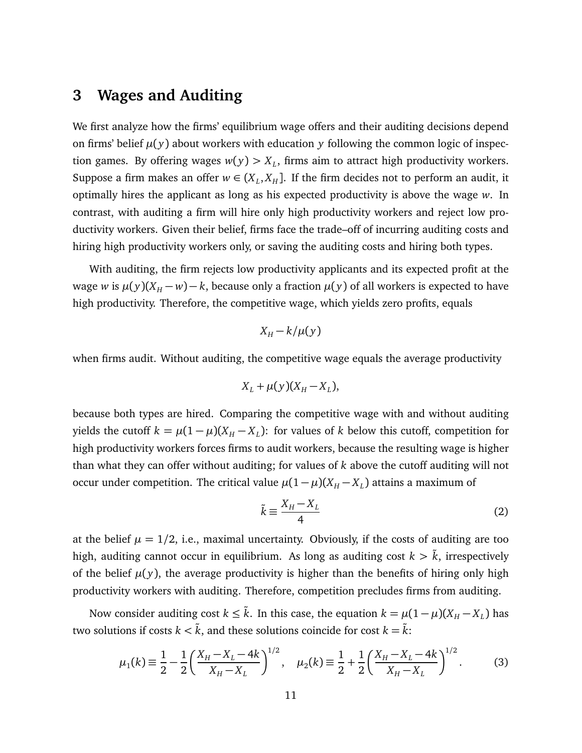## 3 Wages and Auditing

We first analyze how the firms' equilibrium wage offers and their auditing decisions depend on firms' belief $\mu(y)$ about workers with education $y$ following the common logic of inspection games. By offering wages $w(y) > X_L$, firms aim to attract high productivity workers. Suppose a firm makes an offer $w \in (X_L, X_H]$. If the firm decides not to perform an audit, it optimally hires the applicant as long as his expected productivity is above the wage $w$. In contrast, with auditing a firm will hire only high productivity workers and reject low productivity workers. Given their belief, firms face the trade–off of incurring auditing costs and hiring high productivity workers only, or saving the auditing costs and hiring both types.

With auditing, the firm rejects low productivity applicants and its expected profit at the wage $w$ is $\mu(y)(X_H - w) - k$, because only a fraction $\mu(y)$ of all workers is expected to have high productivity. Therefore, the competitive wage, which yields zero profits, equals

$$X_H - k/\mu(y)$$

when firms audit. Without auditing, the competitive wage equals the average productivity

$$X_L + \mu(y)(X_H - X_L),$$

because both types are hired. Comparing the competitive wage with and without auditing yields the cutoff $k = \mu(1-\mu)(X_H - X_L)$: for values of $k$ below this cutoff, competition for high productivity workers forces firms to audit workers, because the resulting wage is higher than what they can offer without auditing; for values of $k$ above the cutoff auditing will not occur under competition. The critical value $\mu(1-\mu)(X_H - X_L)$ attains a maximum of

$$\tilde{k} \equiv \frac{X_H - X_L}{4} \tag{2}$$

at the belief $\mu = 1/2$, i.e., maximal uncertainty. Obviously, if the costs of auditing are too high, auditing cannot occur in equilibrium. As long as auditing cost $k > \tilde{k}$, irrespectively of the belief $\mu(y)$, the average productivity is higher than the benefits of hiring only high productivity workers with auditing. Therefore, competition precludes firms from auditing.

Now consider auditing cost $k \leq \tilde{k}$. In this case, the equation $k = \mu(1-\mu)(X_H - X_L)$ has two solutions if costs $k < \tilde{k}$, and these solutions coincide for cost $k = \tilde{k}$:

$$\mu_1(k) \equiv \frac{1}{2} - \frac{1}{2}\left(\frac{X_H - X_L - 4k}{X_H - X_L}\right)^{1/2}, \quad \mu_2(k) \equiv \frac{1}{2} + \frac{1}{2}\left(\frac{X_H - X_L - 4k}{X_H - X_L}\right)^{1/2}. \tag{3}$$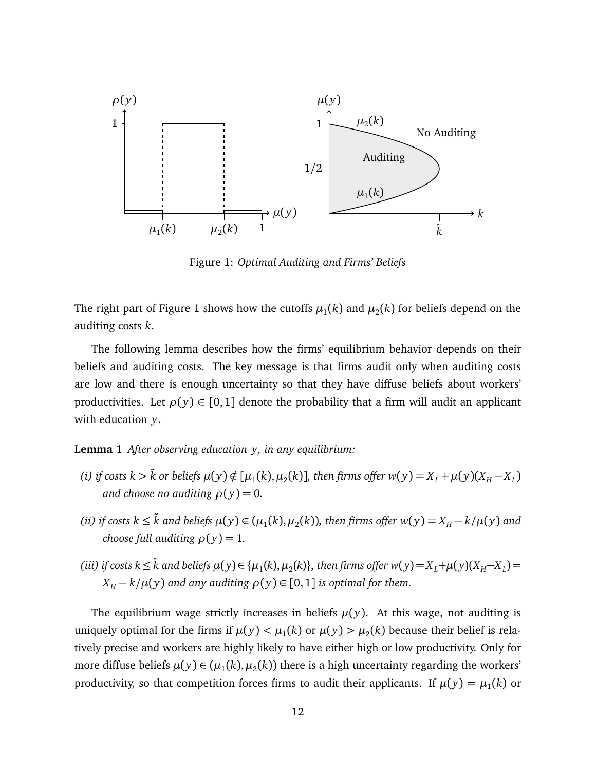Figure 1: *Optimal Auditing and Firms' Beliefs*

The right part of Figure 1 shows how the cutoffs $\mu_1(k)$ and $\mu_2(k)$ for beliefs depend on the auditing costs $k$.

The following lemma describes how the firms' equilibrium behavior depends on their beliefs and auditing costs. The key message is that firms audit only when auditing costs are low and there is enough uncertainty so that they have diffuse beliefs about workers' productivities. Let $\rho(y) \in [0, 1]$ denote the probability that a firm will audit an applicant with education $y$.

**Lemma 1** *After observing education $y$, in any equilibrium:*

*(i) if costs $k > \tilde{k}$ or beliefs $\mu(y) \notin [\mu_1(k), \mu_2(k)]$, then firms offer $w(y) = X_L + \mu(y)(X_H - X_L)$ and choose no auditing $\rho(y) = 0$.*

*(ii) if costs $k \leq \tilde{k}$ and beliefs $\mu(y) \in (\mu_1(k), \mu_2(k))$, then firms offer $w(y) = X_H - k/\mu(y)$ and choose full auditing $\rho(y) = 1$.*

*(iii) if costs $k \leq \tilde{k}$ and beliefs $\mu(y) \in \{\mu_1(k), \mu_2(k)\}$, then firms offer $w(y) = X_L + \mu(y)(X_H - X_L) = X_H - k/\mu(y)$ and any auditing $\rho(y) \in [0, 1]$ is optimal for them.*

The equilibrium wage strictly increases in beliefs $\mu(y)$. At this wage, not auditing is uniquely optimal for the firms if $\mu(y) < \mu_1(k)$ or $\mu(y) > \mu_2(k)$ because their belief is relatively precise and workers are highly likely to have either high or low productivity. Only for more diffuse beliefs $\mu(y) \in (\mu_1(k), \mu_2(k))$ there is a high uncertainty regarding the workers' productivity, so that competition forces firms to audit their applicants. If $\mu(y) = \mu_1(k)$ or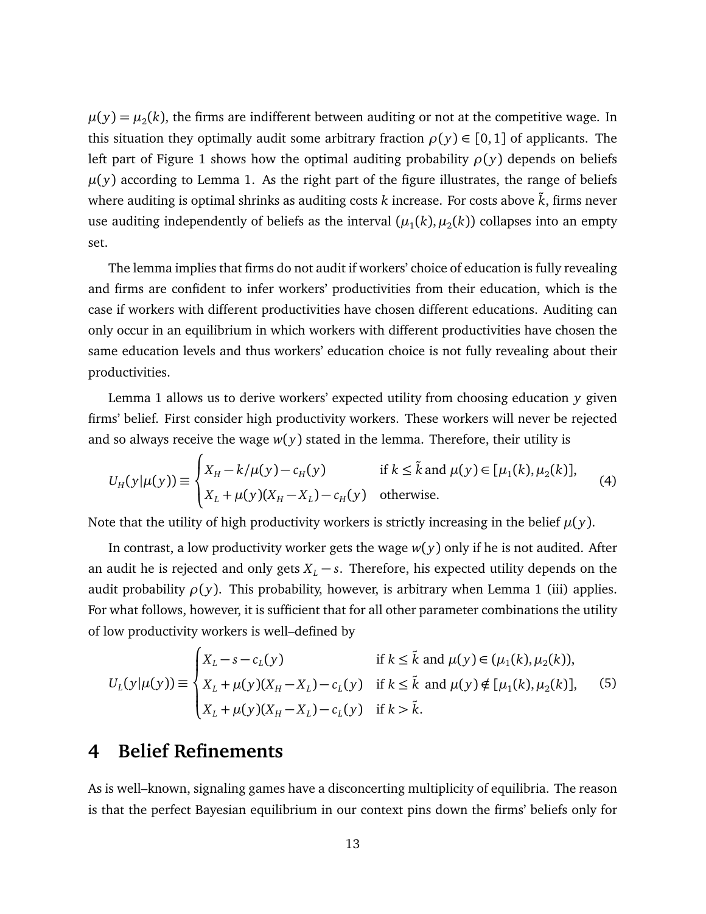$\mu(y) = \mu_2(k)$, the firms are indifferent between auditing or not at the competitive wage. In this situation they optimally audit some arbitrary fraction $\rho(y) \in [0,1]$ of applicants. The left part of Figure 1 shows how the optimal auditing probability $\rho(y)$ depends on beliefs $\mu(y)$ according to Lemma 1. As the right part of the figure illustrates, the range of beliefs where auditing is optimal shrinks as auditing costs $k$ increase. For costs above $\tilde{k}$, firms never use auditing independently of beliefs as the interval $(\mu_1(k), \mu_2(k))$ collapses into an empty set.

The lemma implies that firms do not audit if workers' choice of education is fully revealing and firms are confident to infer workers' productivities from their education, which is the case if workers with different productivities have chosen different educations. Auditing can only occur in an equilibrium in which workers with different productivities have chosen the same education levels and thus workers' education choice is not fully revealing about their productivities.

Lemma 1 allows us to derive workers' expected utility from choosing education $y$ given firms' belief. First consider high productivity workers. These workers will never be rejected and so always receive the wage $w(y)$ stated in the lemma. Therefore, their utility is

$$U_H(y|\mu(y)) \equiv \begin{cases} X_H - k/\mu(y) - c_H(y) & \text{if } k \leq \tilde{k} \text{ and } \mu(y) \in [\mu_1(k), \mu_2(k)], \\ X_L + \mu(y)(X_H - X_L) - c_H(y) & \text{otherwise.} \end{cases} \tag{4}$$

Note that the utility of high productivity workers is strictly increasing in the belief $\mu(y)$.

In contrast, a low productivity worker gets the wage $w(y)$ only if he is not audited. After an audit he is rejected and only gets $X_L - s$. Therefore, his expected utility depends on the audit probability $\rho(y)$. This probability, however, is arbitrary when Lemma 1 (iii) applies. For what follows, however, it is sufficient that for all other parameter combinations the utility of low productivity workers is well–defined by

$$U_L(y|\mu(y)) \equiv \begin{cases} X_L - s - c_L(y) & \text{if } k \leq \tilde{k} \text{ and } \mu(y) \in (\mu_1(k), \mu_2(k)), \\ X_L + \mu(y)(X_H - X_L) - c_L(y) & \text{if } k \leq \tilde{k} \text{ and } \mu(y) \notin [\mu_1(k), \mu_2(k)], \\ X_L + \mu(y)(X_H - X_L) - c_L(y) & \text{if } k > \tilde{k}. \end{cases} \tag{5}$$

# 4 Belief Refinements

As is well–known, signaling games have a disconcerting multiplicity of equilibria. The reason is that the perfect Bayesian equilibrium in our context pins down the firms' beliefs only for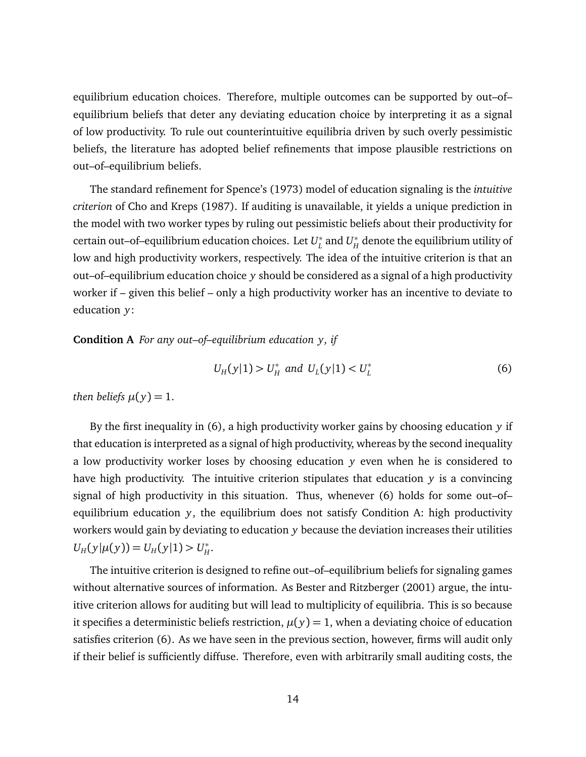equilibrium education choices. Therefore, multiple outcomes can be supported by out–of–equilibrium beliefs that deter any deviating education choice by interpreting it as a signal of low productivity. To rule out counterintuitive equilibria driven by such overly pessimistic beliefs, the literature has adopted belief refinements that impose plausible restrictions on out–of–equilibrium beliefs.

The standard refinement for Spence's (1973) model of education signaling is the *intuitive criterion* of Cho and Kreps (1987). If auditing is unavailable, it yields a unique prediction in the model with two worker types by ruling out pessimistic beliefs about their productivity for certain out–of–equilibrium education choices. Let $U_L^*$ and $U_H^*$ denote the equilibrium utility of low and high productivity workers, respectively. The idea of the intuitive criterion is that an out–of–equilibrium education choice $y$ should be considered as a signal of a high productivity worker if – given this belief – only a high productivity worker has an incentive to deviate to education $y$:

**Condition A** *For any out–of–equilibrium education $y$, if*

$$U_H(y|1) > U_H^* \text{ and } U_L(y|1) < U_L^* \tag{6}$$

*then beliefs $\mu(y) = 1$.*

By the first inequality in (6), a high productivity worker gains by choosing education $y$ if that education is interpreted as a signal of high productivity, whereas by the second inequality a low productivity worker loses by choosing education $y$ even when he is considered to have high productivity. The intuitive criterion stipulates that education $y$ is a convincing signal of high productivity in this situation. Thus, whenever (6) holds for some out–of–equilibrium education $y$, the equilibrium does not satisfy Condition A: high productivity workers would gain by deviating to education $y$ because the deviation increases their utilities $U_H(y|\mu(y)) = U_H(y|1) > U_H^*$.

The intuitive criterion is designed to refine out–of–equilibrium beliefs for signaling games without alternative sources of information. As Bester and Ritzberger (2001) argue, the intuitive criterion allows for auditing but will lead to multiplicity of equilibria. This is so because it specifies a deterministic beliefs restriction, $\mu(y) = 1$, when a deviating choice of education satisfies criterion (6). As we have seen in the previous section, however, firms will audit only if their belief is sufficiently diffuse. Therefore, even with arbitrarily small auditing costs, the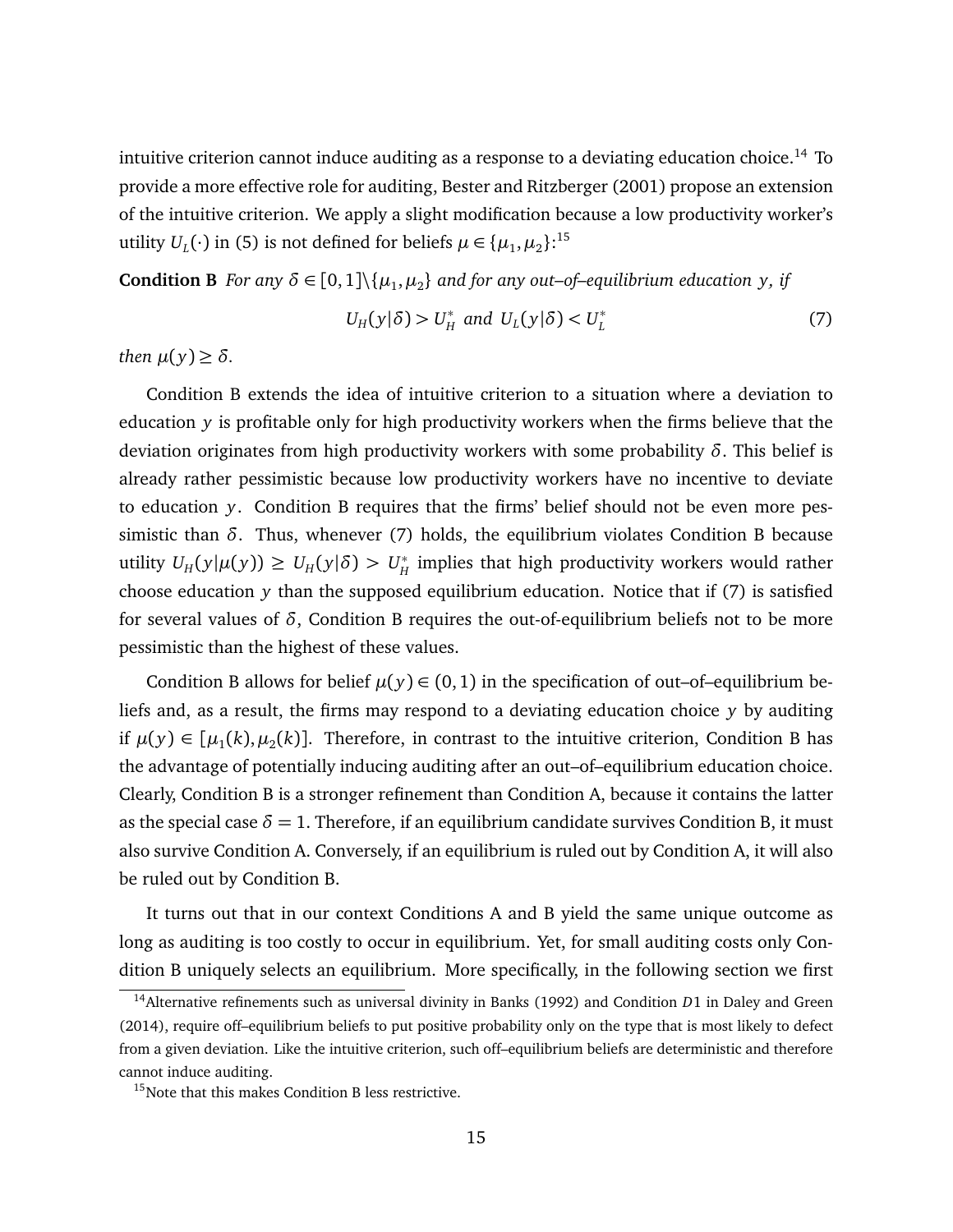intuitive criterion cannot induce auditing as a response to a deviating education choice.[14] To provide a more effective role for auditing, Bester and Ritzberger (2001) propose an extension of the intuitive criterion. We apply a slight modification because a low productivity worker's utility $U_L(\cdot)$ in (5) is not defined for beliefs $\mu \in \{\mu_1, \mu_2\}$:[15]

**Condition B** *For any $\delta \in [0,1]\backslash\{\mu_1, \mu_2\}$ and for any out–of–equilibrium education $y$, if*

$$U_H(y|\delta) > U_H^* \text{ and } U_L(y|\delta) < U_L^* \tag{7}$$

*then $\mu(y) \geq \delta$.*

Condition B extends the idea of intuitive criterion to a situation where a deviation to education $y$ is profitable only for high productivity workers when the firms believe that the deviation originates from high productivity workers with some probability $\delta$. This belief is already rather pessimistic because low productivity workers have no incentive to deviate to education $y$. Condition B requires that the firms' belief should not be even more pessimistic than $\delta$. Thus, whenever (7) holds, the equilibrium violates Condition B because utility $U_H(y|\mu(y)) \geq U_H(y|\delta) > U_H^*$ implies that high productivity workers would rather choose education $y$ than the supposed equilibrium education. Notice that if (7) is satisfied for several values of $\delta$, Condition B requires the out-of-equilibrium beliefs not to be more pessimistic than the highest of these values.

Condition B allows for belief $\mu(y) \in (0,1)$ in the specification of out–of–equilibrium beliefs and, as a result, the firms may respond to a deviating education choice $y$ by auditing if $\mu(y) \in [\mu_1(k), \mu_2(k)]$. Therefore, in contrast to the intuitive criterion, Condition B has the advantage of potentially inducing auditing after an out–of–equilibrium education choice. Clearly, Condition B is a stronger refinement than Condition A, because it contains the latter as the special case $\delta = 1$. Therefore, if an equilibrium candidate survives Condition B, it must also survive Condition A. Conversely, if an equilibrium is ruled out by Condition A, it will also be ruled out by Condition B.

It turns out that in our context Conditions A and B yield the same unique outcome as long as auditing is too costly to occur in equilibrium. Yet, for small auditing costs only Condition B uniquely selects an equilibrium. More specifically, in the following section we first

[14] Alternative refinements such as universal divinity in Banks (1992) and Condition $D1$ in Daley and Green (2014), require off–equilibrium beliefs to put positive probability only on the type that is most likely to defect from a given deviation. Like the intuitive criterion, such off–equilibrium beliefs are deterministic and therefore cannot induce auditing.

[15] Note that this makes Condition B less restrictive.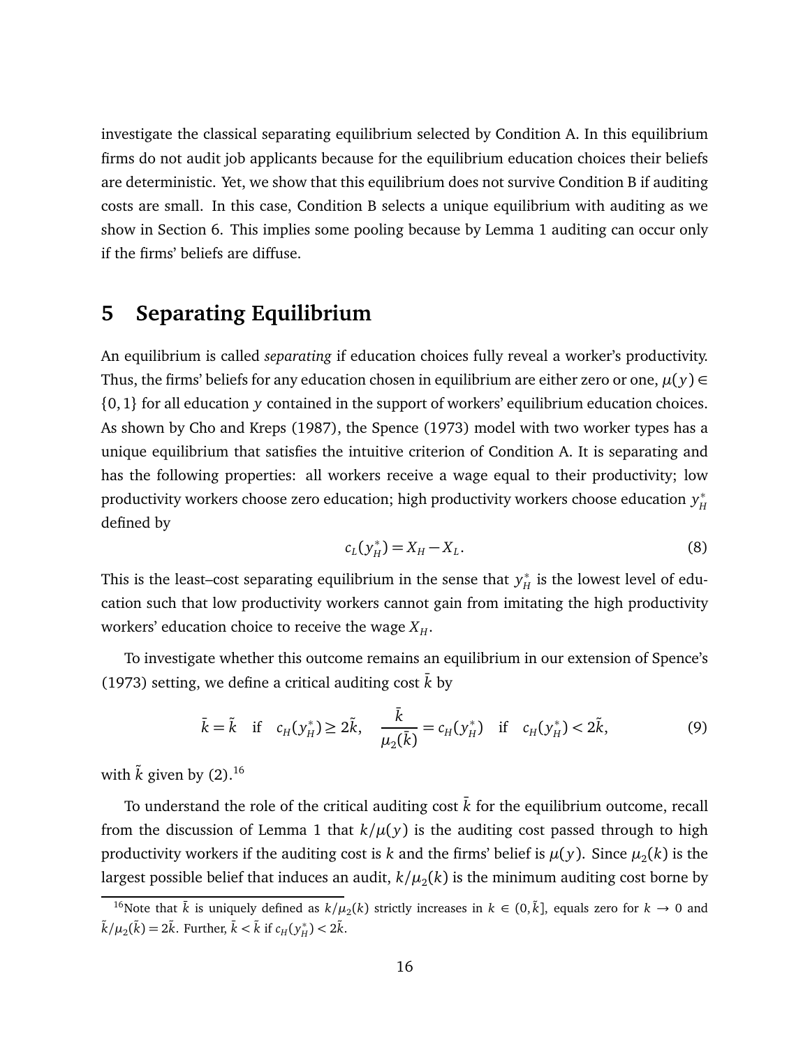investigate the classical separating equilibrium selected by Condition A. In this equilibrium firms do not audit job applicants because for the equilibrium education choices their beliefs are deterministic. Yet, we show that this equilibrium does not survive Condition B if auditing costs are small. In this case, Condition B selects a unique equilibrium with auditing as we show in Section 6. This implies some pooling because by Lemma 1 auditing can occur only if the firms' beliefs are diffuse.

# 5 Separating Equilibrium

An equilibrium is called *separating* if education choices fully reveal a worker's productivity. Thus, the firms' beliefs for any education chosen in equilibrium are either zero or one, $\mu(y) \in \{0, 1\}$ for all education $y$ contained in the support of workers' equilibrium education choices. As shown by Cho and Kreps (1987), the Spence (1973) model with two worker types has a unique equilibrium that satisfies the intuitive criterion of Condition A. It is separating and has the following properties: all workers receive a wage equal to their productivity; low productivity workers choose zero education; high productivity workers choose education $y_H^*$ defined by

$$c_L(y_H^*) = X_H - X_L. \tag{8}$$

This is the least–cost separating equilibrium in the sense that $y_H^*$ is the lowest level of education such that low productivity workers cannot gain from imitating the high productivity workers' education choice to receive the wage $X_H$.

To investigate whether this outcome remains an equilibrium in our extension of Spence's (1973) setting, we define a critical auditing cost $\bar{k}$ by

$$\bar{k} = \tilde{k} \quad \text{if} \quad c_H(y_H^*) \geq 2\tilde{k}, \quad \frac{\bar{k}}{\mu_2(\bar{k})} = c_H(y_H^*) \quad \text{if} \quad c_H(y_H^*) < 2\tilde{k}, \tag{9}$$

with $\tilde{k}$ given by (2).[16]

To understand the role of the critical auditing cost $\bar{k}$ for the equilibrium outcome, recall from the discussion of Lemma 1 that $k/\mu(y)$ is the auditing cost passed through to high productivity workers if the auditing cost is $k$ and the firms' belief is $\mu(y)$. Since $\mu_2(k)$ is the largest possible belief that induces an audit, $k/\mu_2(k)$ is the minimum auditing cost borne by

[16]Note that $\bar{k}$ is uniquely defined as $k/\mu_2(k)$ strictly increases in $k \in (0, \tilde{k}]$, equals zero for $k \to 0$ and $\tilde{k}/\mu_2(\tilde{k}) = 2\tilde{k}$. Further, $\bar{k} < \tilde{k}$ if $c_H(y_H^*) < 2\tilde{k}$.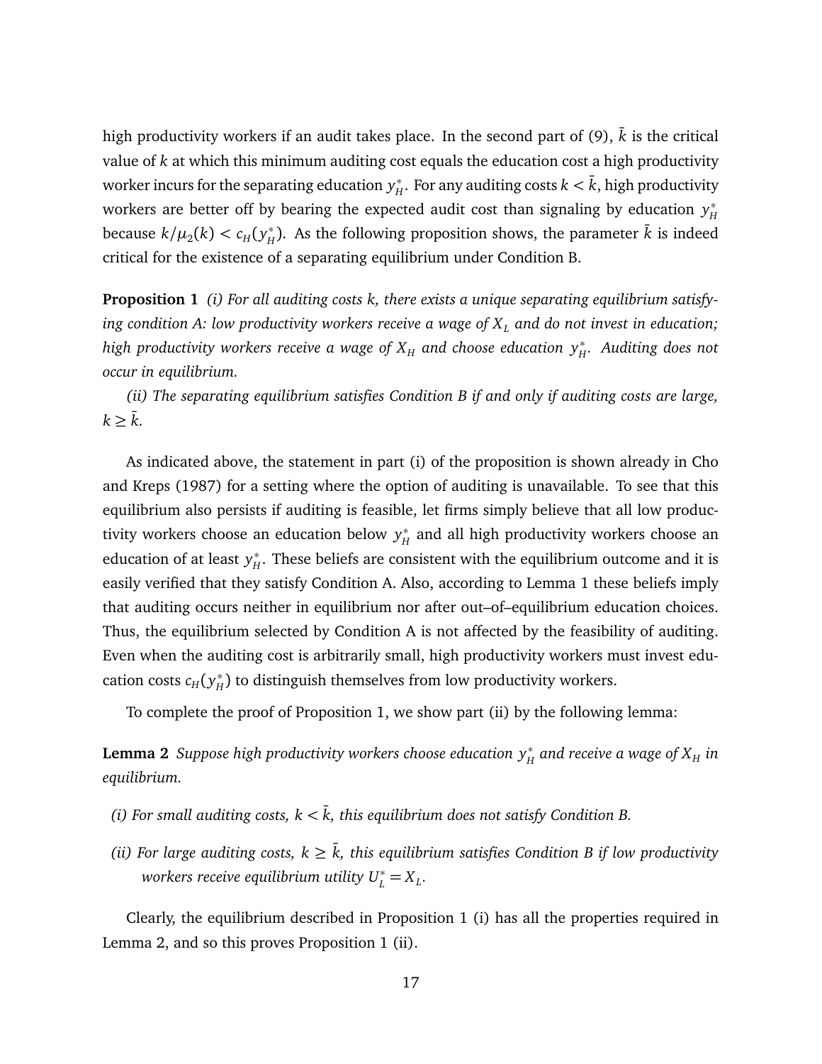high productivity workers if an audit takes place. In the second part of (9), $\bar{k}$ is the critical value of $k$ at which this minimum auditing cost equals the education cost a high productivity worker incurs for the separating education $y_H^*$. For any auditing costs $k < \bar{k}$, high productivity workers are better off by bearing the expected audit cost than signaling by education $y_H^*$ because $k/\mu_2(k) < c_H(y_H^*)$. As the following proposition shows, the parameter $\bar{k}$ is indeed critical for the existence of a separating equilibrium under Condition B.

**Proposition 1** *(i) For all auditing costs $k$, there exists a unique separating equilibrium satisfying condition A: low productivity workers receive a wage of $X_L$ and do not invest in education; high productivity workers receive a wage of $X_H$ and choose education $y_H^*$. Auditing does not occur in equilibrium.*

*(ii) The separating equilibrium satisfies Condition B if and only if auditing costs are large, $k \geq \bar{k}$.*

As indicated above, the statement in part (i) of the proposition is shown already in Cho and Kreps (1987) for a setting where the option of auditing is unavailable. To see that this equilibrium also persists if auditing is feasible, let firms simply believe that all low productivity workers choose an education below $y_H^*$ and all high productivity workers choose an education of at least $y_H^*$. These beliefs are consistent with the equilibrium outcome and it is easily verified that they satisfy Condition A. Also, according to Lemma 1 these beliefs imply that auditing occurs neither in equilibrium nor after out–of–equilibrium education choices. Thus, the equilibrium selected by Condition A is not affected by the feasibility of auditing. Even when the auditing cost is arbitrarily small, high productivity workers must invest education costs $c_H(y_H^*)$ to distinguish themselves from low productivity workers.

To complete the proof of Proposition 1, we show part (ii) by the following lemma:

**Lemma 2** *Suppose high productivity workers choose education $y_H^*$ and receive a wage of $X_H$ in equilibrium.*

- *(i) For small auditing costs, $k < \bar{k}$, this equilibrium does not satisfy Condition B.*
- *(ii) For large auditing costs, $k \geq \bar{k}$, this equilibrium satisfies Condition B if low productivity workers receive equilibrium utility $U_L^* = X_L$.*

Clearly, the equilibrium described in Proposition 1 (i) has all the properties required in Lemma 2, and so this proves Proposition 1 (ii).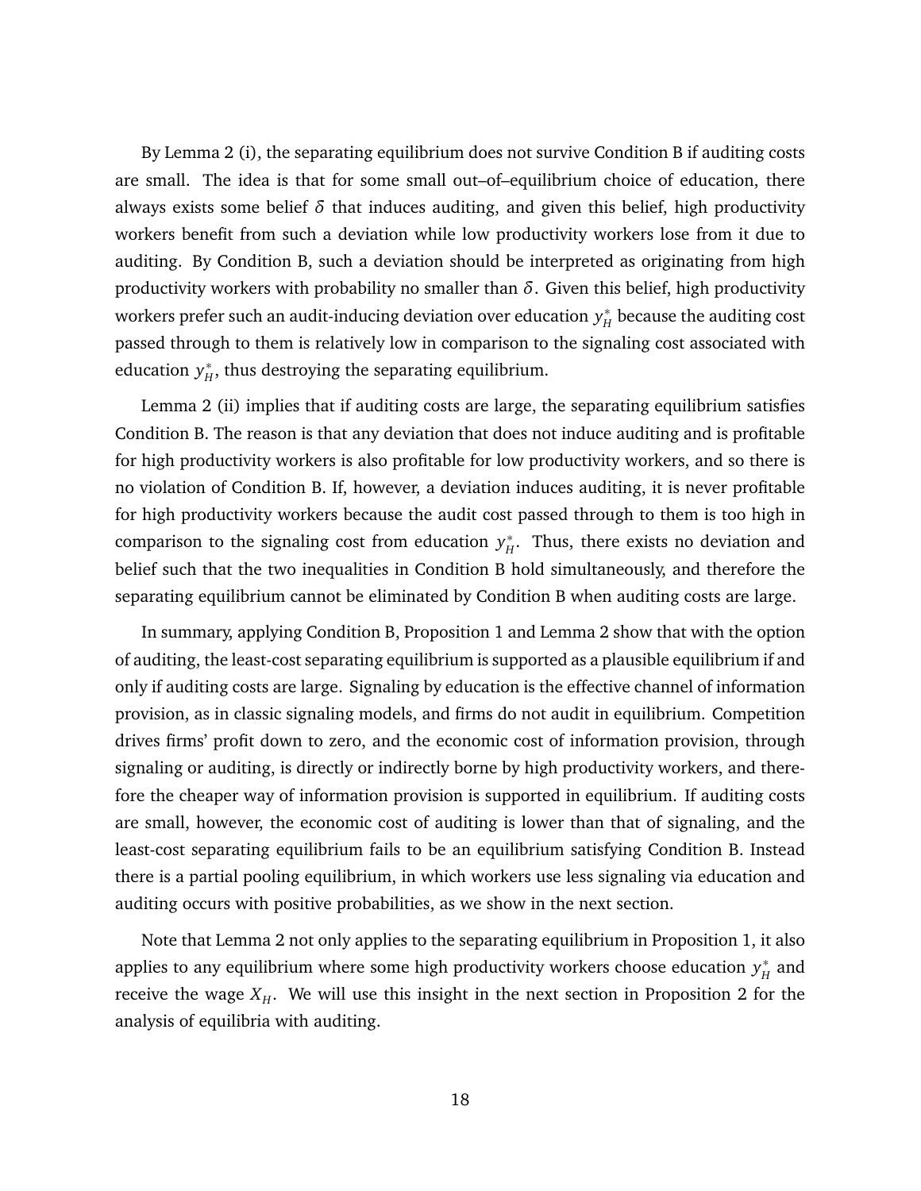By Lemma 2 (i), the separating equilibrium does not survive Condition B if auditing costs are small. The idea is that for some small out–of–equilibrium choice of education, there always exists some belief $\delta$ that induces auditing, and given this belief, high productivity workers benefit from such a deviation while low productivity workers lose from it due to auditing. By Condition B, such a deviation should be interpreted as originating from high productivity workers with probability no smaller than $\delta$. Given this belief, high productivity workers prefer such an audit-inducing deviation over education $y_H^*$ because the auditing cost passed through to them is relatively low in comparison to the signaling cost associated with education $y_H^*$, thus destroying the separating equilibrium.

Lemma 2 (ii) implies that if auditing costs are large, the separating equilibrium satisfies Condition B. The reason is that any deviation that does not induce auditing and is profitable for high productivity workers is also profitable for low productivity workers, and so there is no violation of Condition B. If, however, a deviation induces auditing, it is never profitable for high productivity workers because the audit cost passed through to them is too high in comparison to the signaling cost from education $y_H^*$. Thus, there exists no deviation and belief such that the two inequalities in Condition B hold simultaneously, and therefore the separating equilibrium cannot be eliminated by Condition B when auditing costs are large.

In summary, applying Condition B, Proposition 1 and Lemma 2 show that with the option of auditing, the least-cost separating equilibrium is supported as a plausible equilibrium if and only if auditing costs are large. Signaling by education is the effective channel of information provision, as in classic signaling models, and firms do not audit in equilibrium. Competition drives firms' profit down to zero, and the economic cost of information provision, through signaling or auditing, is directly or indirectly borne by high productivity workers, and therefore the cheaper way of information provision is supported in equilibrium. If auditing costs are small, however, the economic cost of auditing is lower than that of signaling, and the least-cost separating equilibrium fails to be an equilibrium satisfying Condition B. Instead there is a partial pooling equilibrium, in which workers use less signaling via education and auditing occurs with positive probabilities, as we show in the next section.

Note that Lemma 2 not only applies to the separating equilibrium in Proposition 1, it also applies to any equilibrium where some high productivity workers choose education $y_H^*$ and receive the wage $X_H$. We will use this insight in the next section in Proposition 2 for the analysis of equilibria with auditing.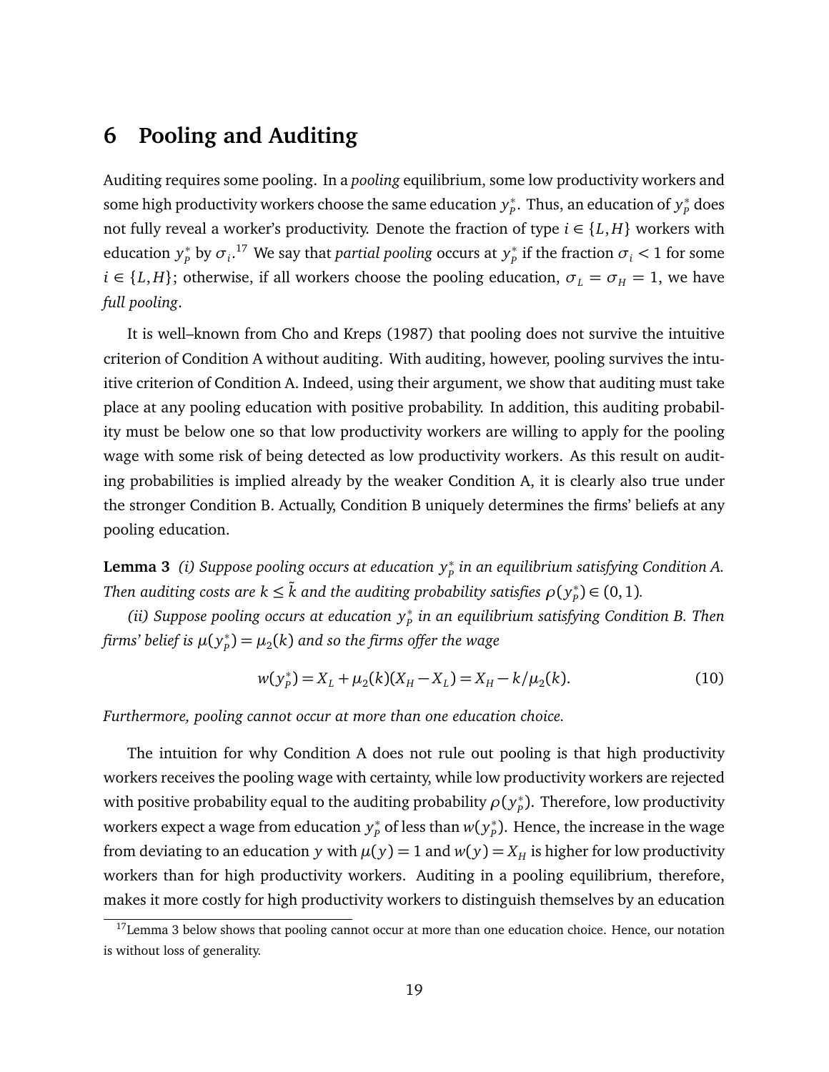# 6 Pooling and Auditing

Auditing requires some pooling. In a *pooling* equilibrium, some low productivity workers and some high productivity workers choose the same education $y_P^*$. Thus, an education of $y_P^*$ does not fully reveal a worker's productivity. Denote the fraction of type $i \in \{L, H\}$ workers with education $y_P^*$ by $\sigma_i$.[17] We say that *partial pooling* occurs at $y_P^*$ if the fraction $\sigma_i < 1$ for some $i \in \{L, H\}$; otherwise, if all workers choose the pooling education, $\sigma_L = \sigma_H = 1$, we have *full pooling*.

It is well–known from Cho and Kreps (1987) that pooling does not survive the intuitive criterion of Condition A without auditing. With auditing, however, pooling survives the intuitive criterion of Condition A. Indeed, using their argument, we show that auditing must take place at any pooling education with positive probability. In addition, this auditing probability must be below one so that low productivity workers are willing to apply for the pooling wage with some risk of being detected as low productivity workers. As this result on auditing probabilities is implied already by the weaker Condition A, it is clearly also true under the stronger Condition B. Actually, Condition B uniquely determines the firms' beliefs at any pooling education.

**Lemma 3** *(i) Suppose pooling occurs at education $y_P^*$ in an equilibrium satisfying Condition A. Then auditing costs are $k \leq \tilde{k}$ and the auditing probability satisfies $\rho(y_P^*) \in (0, 1)$.*

*(ii) Suppose pooling occurs at education $y_P^*$ in an equilibrium satisfying Condition B. Then firms' belief is $\mu(y_P^*) = \mu_2(k)$ and so the firms offer the wage*

$$w(y_P^*) = X_L + \mu_2(k)(X_H - X_L) = X_H - k/\mu_2(k). \tag{10}$$

*Furthermore, pooling cannot occur at more than one education choice.*

The intuition for why Condition A does not rule out pooling is that high productivity workers receives the pooling wage with certainty, while low productivity workers are rejected with positive probability equal to the auditing probability $\rho(y_P^*)$. Therefore, low productivity workers expect a wage from education $y_P^*$ of less than $w(y_P^*)$. Hence, the increase in the wage from deviating to an education $y$ with $\mu(y) = 1$ and $w(y) = X_H$ is higher for low productivity workers than for high productivity workers. Auditing in a pooling equilibrium, therefore, makes it more costly for high productivity workers to distinguish themselves by an education

[17] Lemma 3 below shows that pooling cannot occur at more than one education choice. Hence, our notation is without loss of generality.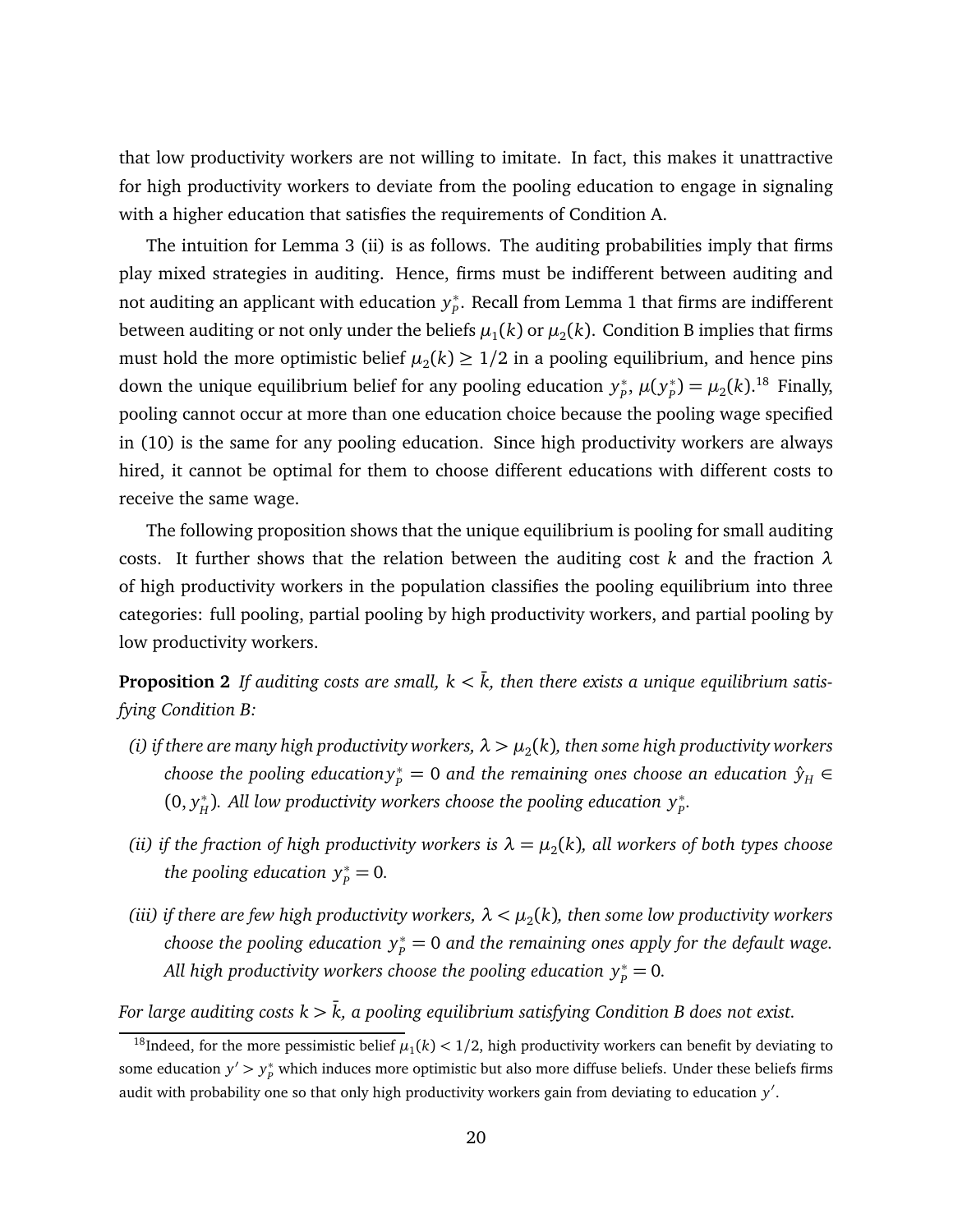that low productivity workers are not willing to imitate. In fact, this makes it unattractive for high productivity workers to deviate from the pooling education to engage in signaling with a higher education that satisfies the requirements of Condition A.

The intuition for Lemma 3 (ii) is as follows. The auditing probabilities imply that firms play mixed strategies in auditing. Hence, firms must be indifferent between auditing and not auditing an applicant with education $y_P^*$. Recall from Lemma 1 that firms are indifferent between auditing or not only under the beliefs $\mu_1(k)$ or $\mu_2(k)$. Condition B implies that firms must hold the more optimistic belief $\mu_2(k) \geq 1/2$ in a pooling equilibrium, and hence pins down the unique equilibrium belief for any pooling education $y_P^*$, $\mu(y_P^*) = \mu_2(k)$.[18] Finally, pooling cannot occur at more than one education choice because the pooling wage specified in (10) is the same for any pooling education. Since high productivity workers are always hired, it cannot be optimal for them to choose different educations with different costs to receive the same wage.

The following proposition shows that the unique equilibrium is pooling for small auditing costs. It further shows that the relation between the auditing cost $k$ and the fraction $\lambda$ of high productivity workers in the population classifies the pooling equilibrium into three categories: full pooling, partial pooling by high productivity workers, and partial pooling by low productivity workers.

**Proposition 2** *If auditing costs are small, $k < \bar{k}$, then there exists a unique equilibrium satisfying Condition B:*

- *(i) if there are many high productivity workers, $\lambda > \mu_2(k)$, then some high productivity workers choose the pooling education $y_P^* = 0$ and the remaining ones choose an education $\hat{y}_H \in (0, y_H^*)$. All low productivity workers choose the pooling education $y_P^*$.*
- *(ii) if the fraction of high productivity workers is $\lambda = \mu_2(k)$, all workers of both types choose the pooling education $y_P^* = 0$.*
- *(iii) if there are few high productivity workers, $\lambda < \mu_2(k)$, then some low productivity workers choose the pooling education $y_P^* = 0$ and the remaining ones apply for the default wage. All high productivity workers choose the pooling education $y_P^* = 0$.*

*For large auditing costs $k > \bar{k}$, a pooling equilibrium satisfying Condition B does not exist.*

[18] Indeed, for the more pessimistic belief $\mu_1(k) < 1/2$, high productivity workers can benefit by deviating to some education $y' > y_P^*$ which induces more optimistic but also more diffuse beliefs. Under these beliefs firms audit with probability one so that only high productivity workers gain from deviating to education $y'$.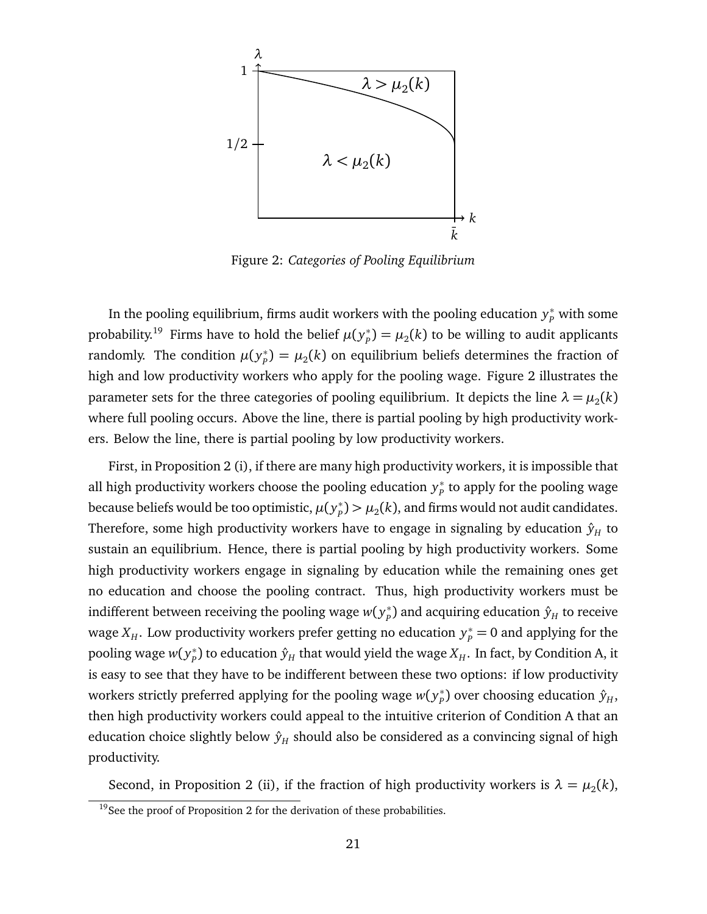Figure 2: *Categories of Pooling Equilibrium*

In the pooling equilibrium, firms audit workers with the pooling education $y_P^*$ with some probability.[19] Firms have to hold the belief $\mu(y_P^*) = \mu_2(k)$ to be willing to audit applicants randomly. The condition $\mu(y_P^*) = \mu_2(k)$ on equilibrium beliefs determines the fraction of high and low productivity workers who apply for the pooling wage. Figure 2 illustrates the parameter sets for the three categories of pooling equilibrium. It depicts the line $\lambda = \mu_2(k)$ where full pooling occurs. Above the line, there is partial pooling by high productivity workers. Below the line, there is partial pooling by low productivity workers.

First, in Proposition 2 (i), if there are many high productivity workers, it is impossible that all high productivity workers choose the pooling education $y_P^*$ to apply for the pooling wage because beliefs would be too optimistic, $\mu(y_P^*) > \mu_2(k)$, and firms would not audit candidates. Therefore, some high productivity workers have to engage in signaling by education $\hat{y}_H$ to sustain an equilibrium. Hence, there is partial pooling by high productivity workers. Some high productivity workers engage in signaling by education while the remaining ones get no education and choose the pooling contract. Thus, high productivity workers must be indifferent between receiving the pooling wage $w(y_P^*)$ and acquiring education $\hat{y}_H$ to receive wage $X_H$. Low productivity workers prefer getting no education $y_P^* = 0$ and applying for the pooling wage $w(y_P^*)$ to education $\hat{y}_H$ that would yield the wage $X_H$. In fact, by Condition A, it is easy to see that they have to be indifferent between these two options: if low productivity workers strictly preferred applying for the pooling wage $w(y_P^*)$ over choosing education $\hat{y}_H$, then high productivity workers could appeal to the intuitive criterion of Condition A that an education choice slightly below $\hat{y}_H$ should also be considered as a convincing signal of high productivity.

Second, in Proposition 2 (ii), if the fraction of high productivity workers is $\lambda = \mu_2(k)$,

[19] See the proof of Proposition 2 for the derivation of these probabilities.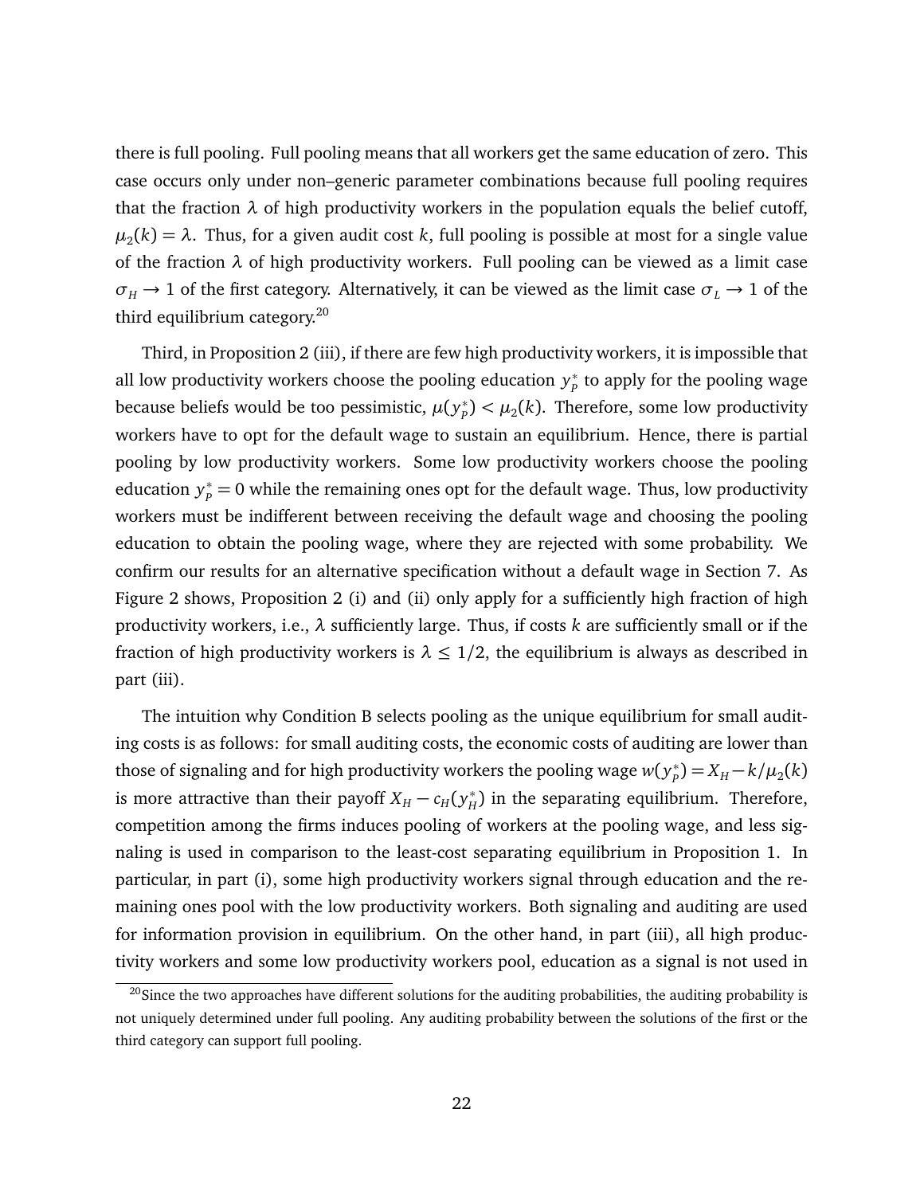there is full pooling. Full pooling means that all workers get the same education of zero. This case occurs only under non–generic parameter combinations because full pooling requires that the fraction $\lambda$ of high productivity workers in the population equals the belief cutoff, $\mu_2(k) = \lambda$. Thus, for a given audit cost $k$, full pooling is possible at most for a single value of the fraction $\lambda$ of high productivity workers. Full pooling can be viewed as a limit case $\sigma_H \to 1$ of the first category. Alternatively, it can be viewed as the limit case $\sigma_L \to 1$ of the third equilibrium category.[20]

Third, in Proposition 2 (iii), if there are few high productivity workers, it is impossible that all low productivity workers choose the pooling education $y_P^*$ to apply for the pooling wage because beliefs would be too pessimistic, $\mu(y_P^*) < \mu_2(k)$. Therefore, some low productivity workers have to opt for the default wage to sustain an equilibrium. Hence, there is partial pooling by low productivity workers. Some low productivity workers choose the pooling education $y_P^* = 0$ while the remaining ones opt for the default wage. Thus, low productivity workers must be indifferent between receiving the default wage and choosing the pooling education to obtain the pooling wage, where they are rejected with some probability. We confirm our results for an alternative specification without a default wage in Section 7. As Figure 2 shows, Proposition 2 (i) and (ii) only apply for a sufficiently high fraction of high productivity workers, i.e., $\lambda$ sufficiently large. Thus, if costs $k$ are sufficiently small or if the fraction of high productivity workers is $\lambda \leq 1/2$, the equilibrium is always as described in part (iii).

The intuition why Condition B selects pooling as the unique equilibrium for small auditing costs is as follows: for small auditing costs, the economic costs of auditing are lower than those of signaling and for high productivity workers the pooling wage $w(y_P^*) = X_H - k/\mu_2(k)$ is more attractive than their payoff $X_H - c_H(y_H^*)$ in the separating equilibrium. Therefore, competition among the firms induces pooling of workers at the pooling wage, and less signaling is used in comparison to the least-cost separating equilibrium in Proposition 1. In particular, in part (i), some high productivity workers signal through education and the remaining ones pool with the low productivity workers. Both signaling and auditing are used for information provision in equilibrium. On the other hand, in part (iii), all high productivity workers and some low productivity workers pool, education as a signal is not used in

[20] Since the two approaches have different solutions for the auditing probabilities, the auditing probability is not uniquely determined under full pooling. Any auditing probability between the solutions of the first or the third category can support full pooling.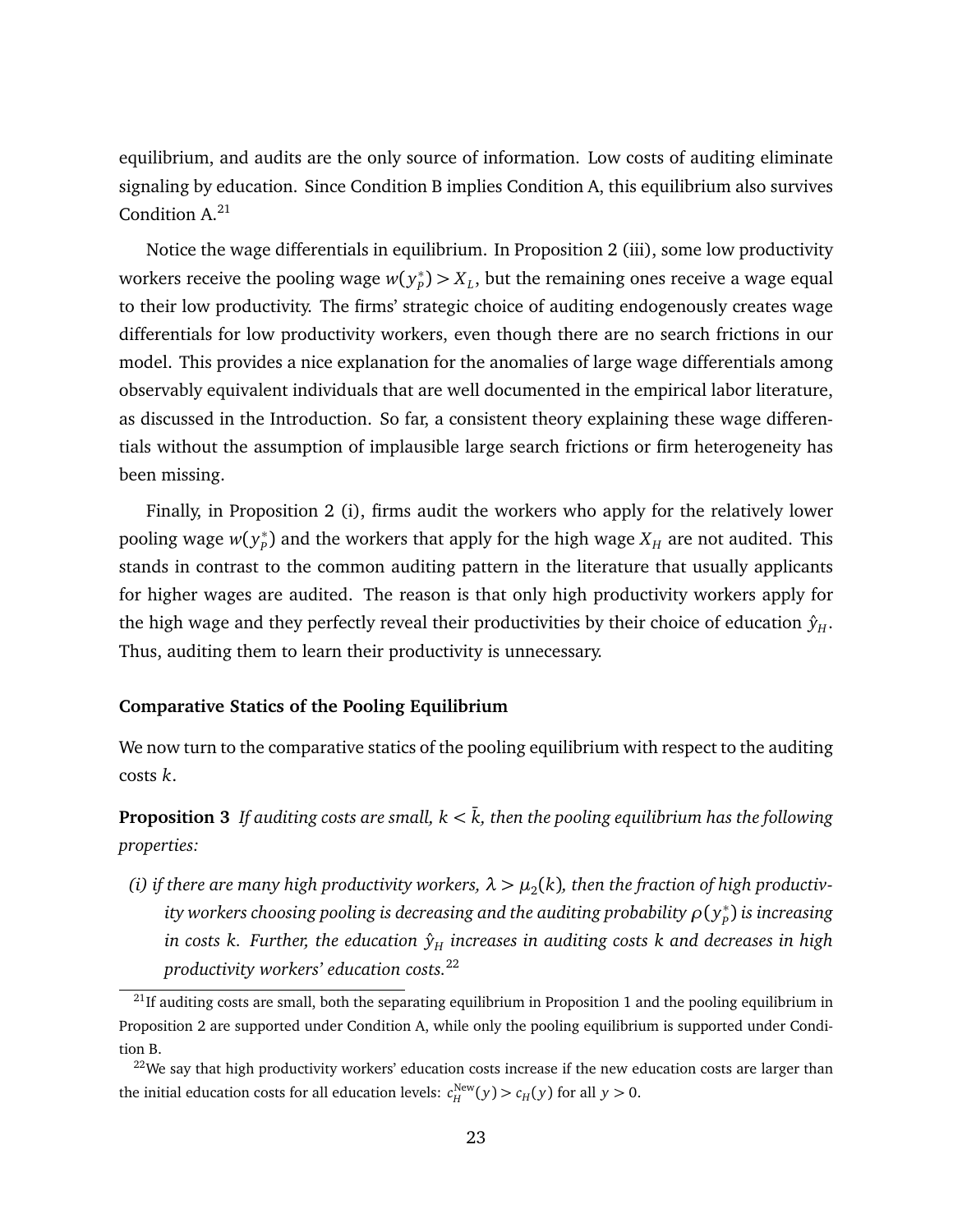equilibrium, and audits are the only source of information. Low costs of auditing eliminate signaling by education. Since Condition B implies Condition A, this equilibrium also survives Condition A.[21]

Notice the wage differentials in equilibrium. In Proposition 2 (iii), some low productivity workers receive the pooling wage $w(y_P^*) > X_L$, but the remaining ones receive a wage equal to their low productivity. The firms' strategic choice of auditing endogenously creates wage differentials for low productivity workers, even though there are no search frictions in our model. This provides a nice explanation for the anomalies of large wage differentials among observably equivalent individuals that are well documented in the empirical labor literature, as discussed in the Introduction. So far, a consistent theory explaining these wage differentials without the assumption of implausible large search frictions or firm heterogeneity has been missing.

Finally, in Proposition 2 (i), firms audit the workers who apply for the relatively lower pooling wage $w(y_P^*)$ and the workers that apply for the high wage $X_H$ are not audited. This stands in contrast to the common auditing pattern in the literature that usually applicants for higher wages are audited. The reason is that only high productivity workers apply for the high wage and they perfectly reveal their productivities by their choice of education $\hat{y}_H$. Thus, auditing them to learn their productivity is unnecessary.

**Comparative Statics of the Pooling Equilibrium**

We now turn to the comparative statics of the pooling equilibrium with respect to the auditing costs $k$.

**Proposition 3** *If auditing costs are small, $k < \bar{k}$, then the pooling equilibrium has the following properties:*

*(i) if there are many high productivity workers, $\lambda > \mu_2(k)$, then the fraction of high productivity workers choosing pooling is decreasing and the auditing probability $\rho(y_P^*)$ is increasing in costs $k$. Further, the education $\hat{y}_H$ increases in auditing costs $k$ and decreases in high productivity workers' education costs.*[22]

---

[21] If auditing costs are small, both the separating equilibrium in Proposition 1 and the pooling equilibrium in Proposition 2 are supported under Condition A, while only the pooling equilibrium is supported under Condition B.

[22] We say that high productivity workers' education costs increase if the new education costs are larger than the initial education costs for all education levels: $c_H^{\text{New}}(y) > c_H(y)$ for all $y > 0$.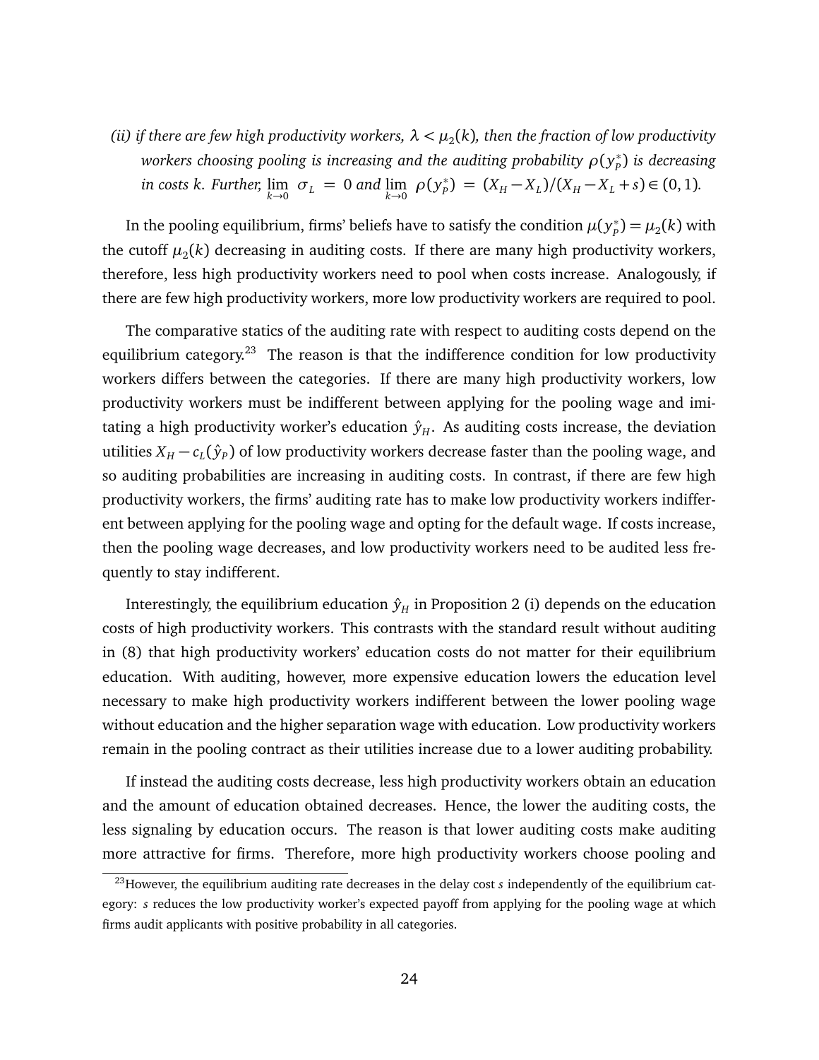*(ii) if there are few high productivity workers, $\lambda < \mu_2(k)$, then the fraction of low productivity workers choosing pooling is increasing and the auditing probability $\rho(y_P^*)$ is decreasing in costs k. Further, $\lim_{k \to 0} \sigma_L = 0$ and $\lim_{k \to 0} \rho(y_P^*) = (X_H - X_L)/(X_H - X_L + s) \in (0, 1)$.*

In the pooling equilibrium, firms' beliefs have to satisfy the condition $\mu(y_P^*) = \mu_2(k)$ with the cutoff $\mu_2(k)$ decreasing in auditing costs. If there are many high productivity workers, therefore, less high productivity workers need to pool when costs increase. Analogously, if there are few high productivity workers, more low productivity workers are required to pool.

The comparative statics of the auditing rate with respect to auditing costs depend on the equilibrium category.[23] The reason is that the indifference condition for low productivity workers differs between the categories. If there are many high productivity workers, low productivity workers must be indifferent between applying for the pooling wage and imitating a high productivity worker's education $\hat{y}_H$. As auditing costs increase, the deviation utilities $X_H - c_L(\hat{y}_P)$ of low productivity workers decrease faster than the pooling wage, and so auditing probabilities are increasing in auditing costs. In contrast, if there are few high productivity workers, the firms' auditing rate has to make low productivity workers indifferent between applying for the pooling wage and opting for the default wage. If costs increase, then the pooling wage decreases, and low productivity workers need to be audited less frequently to stay indifferent.

Interestingly, the equilibrium education $\hat{y}_H$ in Proposition 2 (i) depends on the education costs of high productivity workers. This contrasts with the standard result without auditing in (8) that high productivity workers' education costs do not matter for their equilibrium education. With auditing, however, more expensive education lowers the education level necessary to make high productivity workers indifferent between the lower pooling wage without education and the higher separation wage with education. Low productivity workers remain in the pooling contract as their utilities increase due to a lower auditing probability.

If instead the auditing costs decrease, less high productivity workers obtain an education and the amount of education obtained decreases. Hence, the lower the auditing costs, the less signaling by education occurs. The reason is that lower auditing costs make auditing more attractive for firms. Therefore, more high productivity workers choose pooling and

[23]However, the equilibrium auditing rate decreases in the delay cost $s$ independently of the equilibrium category: $s$ reduces the low productivity worker's expected payoff from applying for the pooling wage at which firms audit applicants with positive probability in all categories.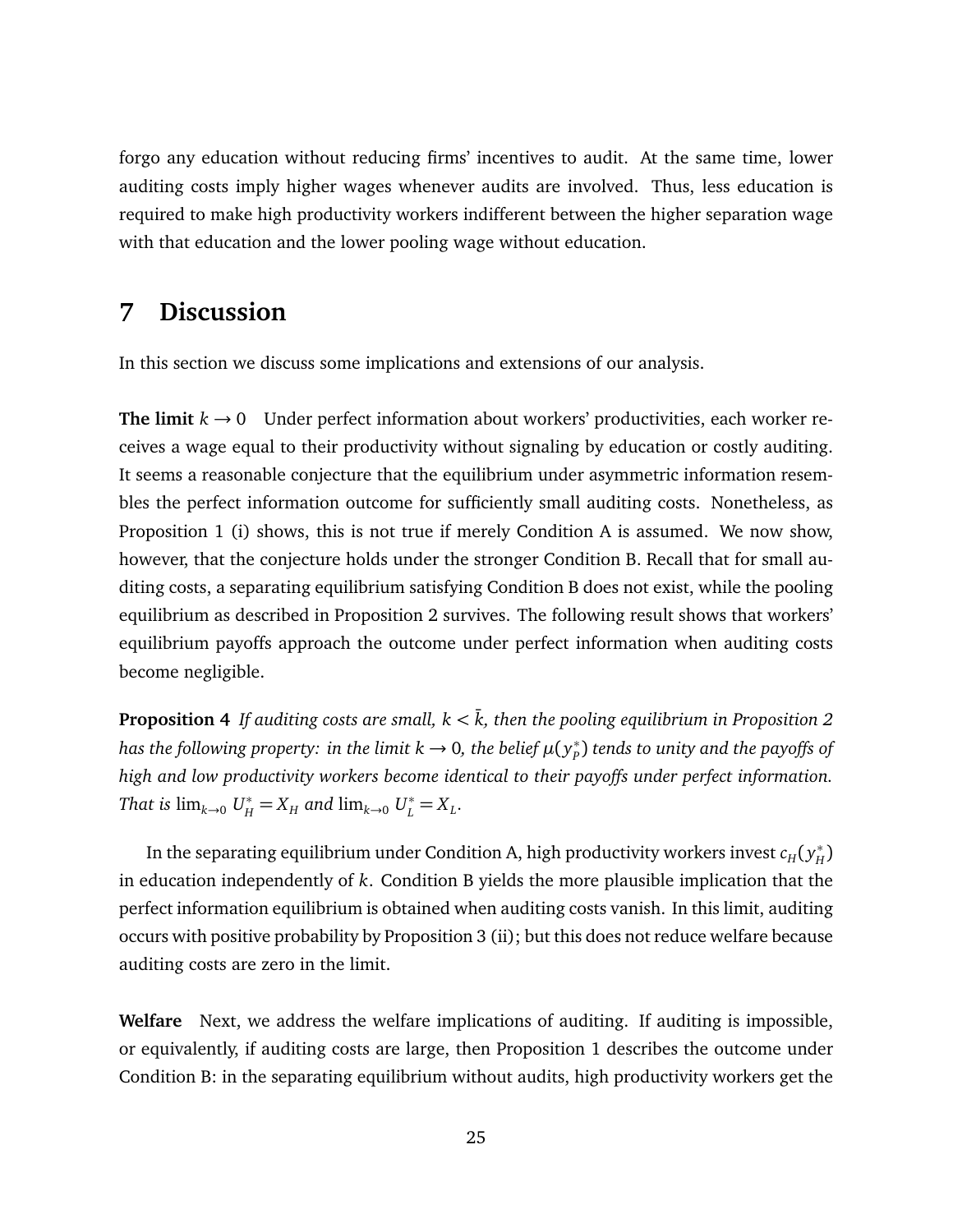forgo any education without reducing firms' incentives to audit. At the same time, lower auditing costs imply higher wages whenever audits are involved. Thus, less education is required to make high productivity workers indifferent between the higher separation wage with that education and the lower pooling wage without education.

## 7 Discussion

In this section we discuss some implications and extensions of our analysis.

**The limit $k \to 0$** Under perfect information about workers' productivities, each worker receives a wage equal to their productivity without signaling by education or costly auditing. It seems a reasonable conjecture that the equilibrium under asymmetric information resembles the perfect information outcome for sufficiently small auditing costs. Nonetheless, as Proposition 1 (i) shows, this is not true if merely Condition A is assumed. We now show, however, that the conjecture holds under the stronger Condition B. Recall that for small auditing costs, a separating equilibrium satisfying Condition B does not exist, while the pooling equilibrium as described in Proposition 2 survives. The following result shows that workers' equilibrium payoffs approach the outcome under perfect information when auditing costs become negligible.

**Proposition 4** *If auditing costs are small, $k < \bar{k}$, then the pooling equilibrium in Proposition 2 has the following property: in the limit $k \to 0$, the belief $\mu(y_P^*)$ tends to unity and the payoffs of high and low productivity workers become identical to their payoffs under perfect information. That is $\lim_{k\to 0} U_H^* = X_H$ and $\lim_{k\to 0} U_L^* = X_L$.*

In the separating equilibrium under Condition A, high productivity workers invest $c_H(y_H^*)$ in education independently of $k$. Condition B yields the more plausible implication that the perfect information equilibrium is obtained when auditing costs vanish. In this limit, auditing occurs with positive probability by Proposition 3 (ii); but this does not reduce welfare because auditing costs are zero in the limit.

**Welfare** Next, we address the welfare implications of auditing. If auditing is impossible, or equivalently, if auditing costs are large, then Proposition 1 describes the outcome under Condition B: in the separating equilibrium without audits, high productivity workers get the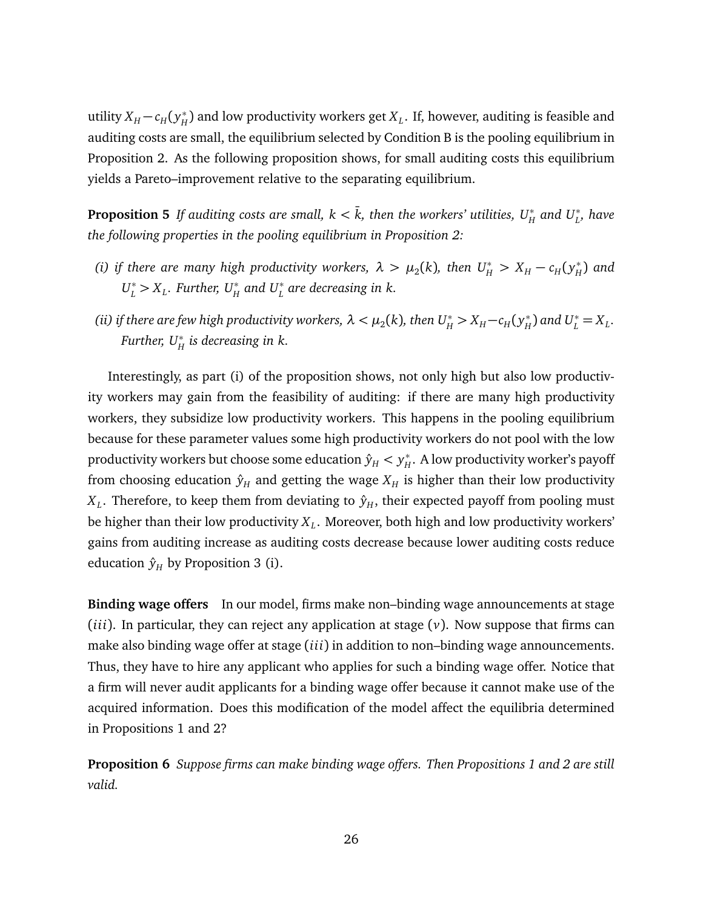utility $X_H - c_H(y_H^*)$ and low productivity workers get $X_L$. If, however, auditing is feasible and auditing costs are small, the equilibrium selected by Condition B is the pooling equilibrium in Proposition 2. As the following proposition shows, for small auditing costs this equilibrium yields a Pareto–improvement relative to the separating equilibrium.

**Proposition 5** *If auditing costs are small, $k < \bar{k}$, then the workers' utilities, $U_H^*$ and $U_L^*$, have the following properties in the pooling equilibrium in Proposition 2:*

*(i) if there are many high productivity workers, $\lambda > \mu_2(k)$, then $U_H^* > X_H - c_H(y_H^*)$ and $U_L^* > X_L$. Further, $U_H^*$ and $U_L^*$ are decreasing in $k$.*

*(ii) if there are few high productivity workers, $\lambda < \mu_2(k)$, then $U_H^* > X_H - c_H(y_H^*)$ and $U_L^* = X_L$. Further, $U_H^*$ is decreasing in $k$.*

Interestingly, as part (i) of the proposition shows, not only high but also low productivity workers may gain from the feasibility of auditing: if there are many high productivity workers, they subsidize low productivity workers. This happens in the pooling equilibrium because for these parameter values some high productivity workers do not pool with the low productivity workers but choose some education $\hat{y}_H < y_H^*$. A low productivity worker's payoff from choosing education $\hat{y}_H$ and getting the wage $X_H$ is higher than their low productivity $X_L$. Therefore, to keep them from deviating to $\hat{y}_H$, their expected payoff from pooling must be higher than their low productivity $X_L$. Moreover, both high and low productivity workers' gains from auditing increase as auditing costs decrease because lower auditing costs reduce education $\hat{y}_H$ by Proposition 3 (i).

**Binding wage offers** In our model, firms make non–binding wage announcements at stage $(iii)$. In particular, they can reject any application at stage $(v)$. Now suppose that firms can make also binding wage offer at stage $(iii)$ in addition to non–binding wage announcements. Thus, they have to hire any applicant who applies for such a binding wage offer. Notice that a firm will never audit applicants for a binding wage offer because it cannot make use of the acquired information. Does this modification of the model affect the equilibria determined in Propositions 1 and 2?

**Proposition 6** *Suppose firms can make binding wage offers. Then Propositions 1 and 2 are still valid.*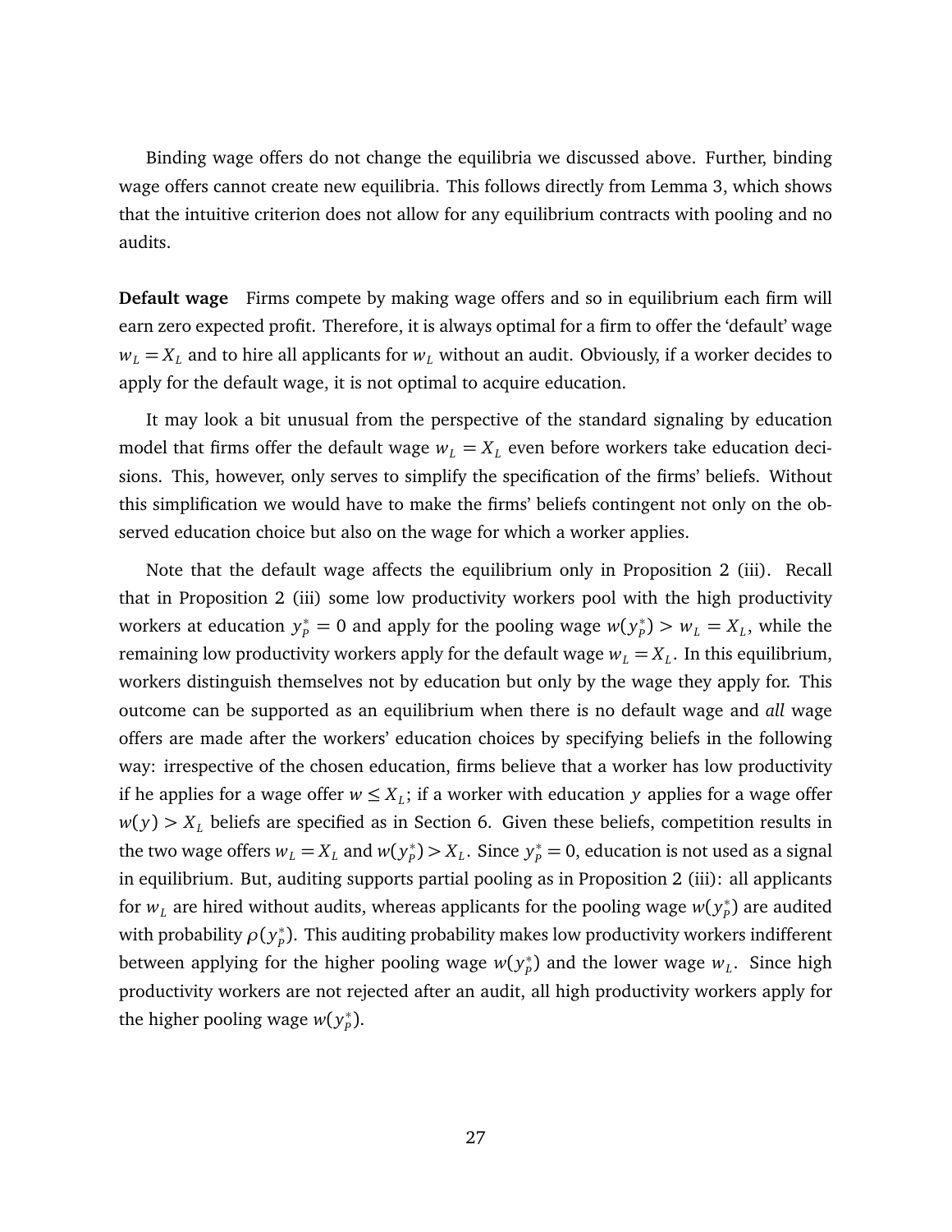Binding wage offers do not change the equilibria we discussed above. Further, binding wage offers cannot create new equilibria. This follows directly from Lemma 3, which shows that the intuitive criterion does not allow for any equilibrium contracts with pooling and no audits.

**Default wage** Firms compete by making wage offers and so in equilibrium each firm will earn zero expected profit. Therefore, it is always optimal for a firm to offer the 'default' wage $w_L = X_L$ and to hire all applicants for $w_L$ without an audit. Obviously, if a worker decides to apply for the default wage, it is not optimal to acquire education.

It may look a bit unusual from the perspective of the standard signaling by education model that firms offer the default wage $w_L = X_L$ even before workers take education decisions. This, however, only serves to simplify the specification of the firms' beliefs. Without this simplification we would have to make the firms' beliefs contingent not only on the observed education choice but also on the wage for which a worker applies.

Note that the default wage affects the equilibrium only in Proposition 2 (iii). Recall that in Proposition 2 (iii) some low productivity workers pool with the high productivity workers at education $y_P^* = 0$ and apply for the pooling wage $w(y_P^*) > w_L = X_L$, while the remaining low productivity workers apply for the default wage $w_L = X_L$. In this equilibrium, workers distinguish themselves not by education but only by the wage they apply for. This outcome can be supported as an equilibrium when there is no default wage and *all* wage offers are made after the workers' education choices by specifying beliefs in the following way: irrespective of the chosen education, firms believe that a worker has low productivity if he applies for a wage offer $w \leq X_L$; if a worker with education $y$ applies for a wage offer $w(y) > X_L$ beliefs are specified as in Section 6. Given these beliefs, competition results in the two wage offers $w_L = X_L$ and $w(y_P^*) > X_L$. Since $y_P^* = 0$, education is not used as a signal in equilibrium. But, auditing supports partial pooling as in Proposition 2 (iii): all applicants for $w_L$ are hired without audits, whereas applicants for the pooling wage $w(y_P^*)$ are audited with probability $\rho(y_P^*)$. This auditing probability makes low productivity workers indifferent between applying for the higher pooling wage $w(y_P^*)$ and the lower wage $w_L$. Since high productivity workers are not rejected after an audit, all high productivity workers apply for the higher pooling wage $w(y_P^*)$.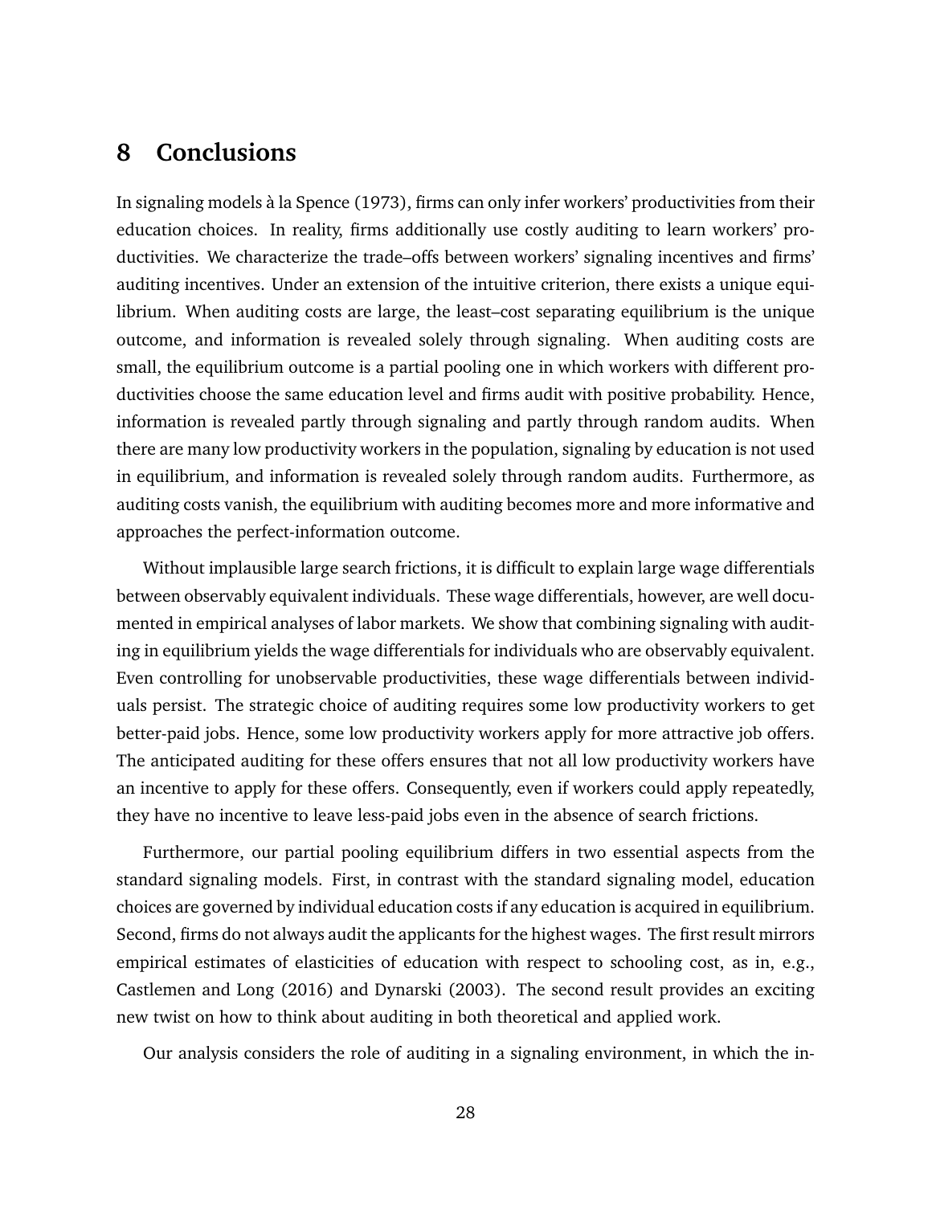## 8 Conclusions

In signaling models à la Spence (1973), firms can only infer workers' productivities from their education choices. In reality, firms additionally use costly auditing to learn workers' productivities. We characterize the trade–offs between workers' signaling incentives and firms' auditing incentives. Under an extension of the intuitive criterion, there exists a unique equilibrium. When auditing costs are large, the least–cost separating equilibrium is the unique outcome, and information is revealed solely through signaling. When auditing costs are small, the equilibrium outcome is a partial pooling one in which workers with different productivities choose the same education level and firms audit with positive probability. Hence, information is revealed partly through signaling and partly through random audits. When there are many low productivity workers in the population, signaling by education is not used in equilibrium, and information is revealed solely through random audits. Furthermore, as auditing costs vanish, the equilibrium with auditing becomes more and more informative and approaches the perfect-information outcome.

Without implausible large search frictions, it is difficult to explain large wage differentials between observably equivalent individuals. These wage differentials, however, are well documented in empirical analyses of labor markets. We show that combining signaling with auditing in equilibrium yields the wage differentials for individuals who are observably equivalent. Even controlling for unobservable productivities, these wage differentials between individuals persist. The strategic choice of auditing requires some low productivity workers to get better-paid jobs. Hence, some low productivity workers apply for more attractive job offers. The anticipated auditing for these offers ensures that not all low productivity workers have an incentive to apply for these offers. Consequently, even if workers could apply repeatedly, they have no incentive to leave less-paid jobs even in the absence of search frictions.

Furthermore, our partial pooling equilibrium differs in two essential aspects from the standard signaling models. First, in contrast with the standard signaling model, education choices are governed by individual education costs if any education is acquired in equilibrium. Second, firms do not always audit the applicants for the highest wages. The first result mirrors empirical estimates of elasticities of education with respect to schooling cost, as in, e.g., Castlemen and Long (2016) and Dynarski (2003). The second result provides an exciting new twist on how to think about auditing in both theoretical and applied work.

Our analysis considers the role of auditing in a signaling environment, in which the in-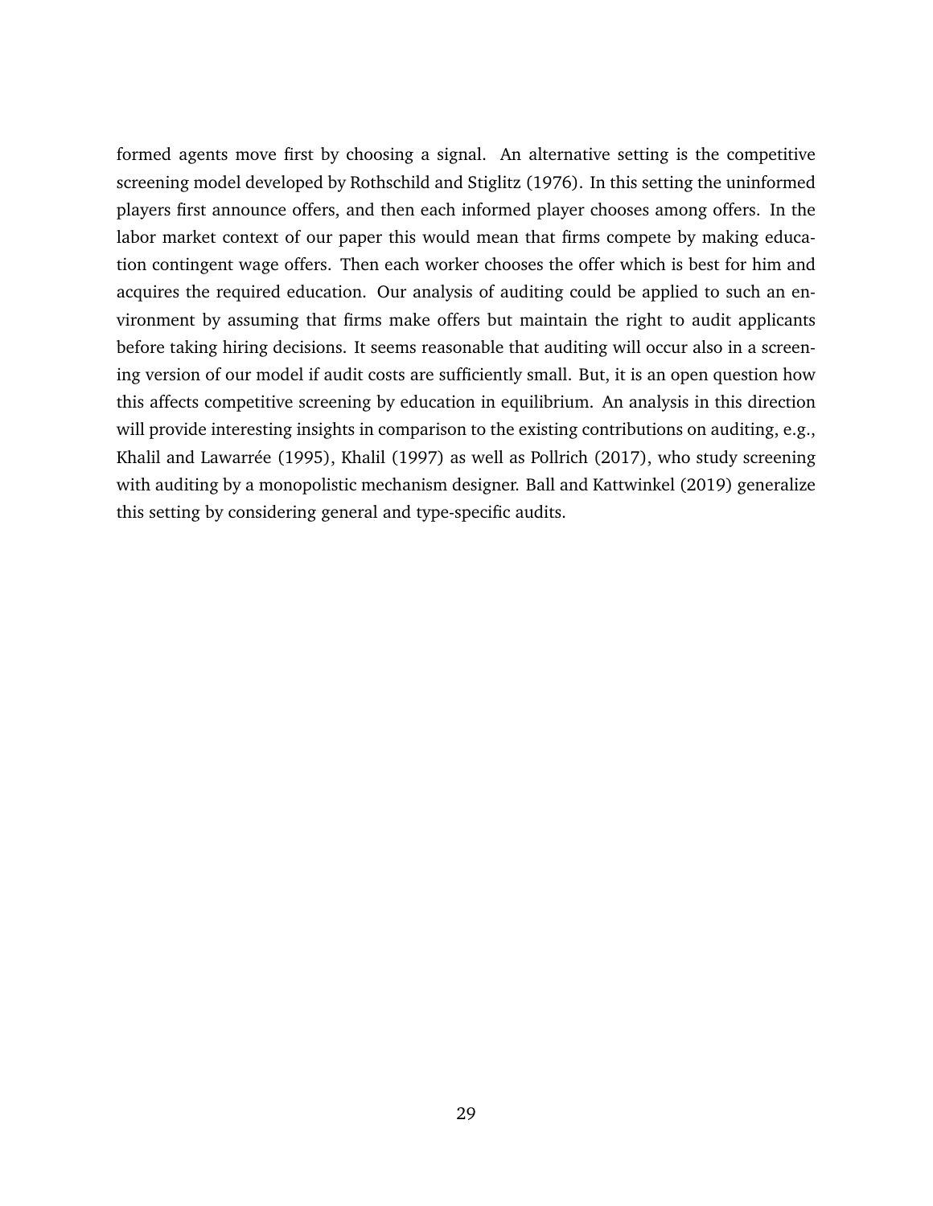formed agents move first by choosing a signal. An alternative setting is the competitive screening model developed by Rothschild and Stiglitz (1976). In this setting the uninformed players first announce offers, and then each informed player chooses among offers. In the labor market context of our paper this would mean that firms compete by making education contingent wage offers. Then each worker chooses the offer which is best for him and acquires the required education. Our analysis of auditing could be applied to such an environment by assuming that firms make offers but maintain the right to audit applicants before taking hiring decisions. It seems reasonable that auditing will occur also in a screening version of our model if audit costs are sufficiently small. But, it is an open question how this affects competitive screening by education in equilibrium. An analysis in this direction will provide interesting insights in comparison to the existing contributions on auditing, e.g., Khalil and Lawarrée (1995), Khalil (1997) as well as Pollrich (2017), who study screening with auditing by a monopolistic mechanism designer. Ball and Kattwinkel (2019) generalize this setting by considering general and type-specific audits.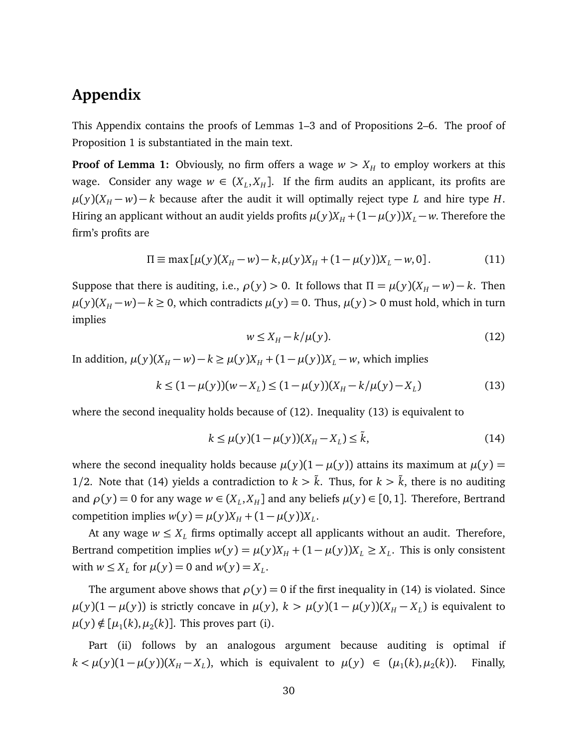## Appendix

This Appendix contains the proofs of Lemmas 1–3 and of Propositions 2–6. The proof of Proposition 1 is substantiated in the main text.

**Proof of Lemma 1:** Obviously, no firm offers a wage $w > X_H$ to employ workers at this wage. Consider any wage $w \in (X_L, X_H]$. If the firm audits an applicant, its profits are $\mu(y)(X_H - w) - k$ because after the audit it will optimally reject type $L$ and hire type $H$. Hiring an applicant without an audit yields profits $\mu(y)X_H + (1-\mu(y))X_L - w$. Therefore the firm's profits are

$$\Pi \equiv \max\left[\mu(y)(X_H - w) - k, \mu(y)X_H + (1-\mu(y))X_L - w, 0\right]. \tag{11}$$

Suppose that there is auditing, i.e., $\rho(y) > 0$. It follows that $\Pi = \mu(y)(X_H - w) - k$. Then $\mu(y)(X_H - w) - k \geq 0$, which contradicts $\mu(y) = 0$. Thus, $\mu(y) > 0$ must hold, which in turn implies

$$w \leq X_H - k/\mu(y). \tag{12}$$

In addition, $\mu(y)(X_H - w) - k \geq \mu(y)X_H + (1-\mu(y))X_L - w$, which implies

$$k \leq (1-\mu(y))(w - X_L) \leq (1-\mu(y))(X_H - k/\mu(y) - X_L) \tag{13}$$

where the second inequality holds because of (12). Inequality (13) is equivalent to

$$k \leq \mu(y)(1-\mu(y))(X_H - X_L) \leq \tilde{k}, \tag{14}$$

where the second inequality holds because $\mu(y)(1-\mu(y))$ attains its maximum at $\mu(y) = 1/2$. Note that (14) yields a contradiction to $k > \tilde{k}$. Thus, for $k > \tilde{k}$, there is no auditing and $\rho(y) = 0$ for any wage $w \in (X_L, X_H]$ and any beliefs $\mu(y) \in [0,1]$. Therefore, Bertrand competition implies $w(y) = \mu(y)X_H + (1-\mu(y))X_L$.

At any wage $w \leq X_L$ firms optimally accept all applicants without an audit. Therefore, Bertrand competition implies $w(y) = \mu(y)X_H + (1-\mu(y))X_L \geq X_L$. This is only consistent with $w \leq X_L$ for $\mu(y) = 0$ and $w(y) = X_L$.

The argument above shows that $\rho(y) = 0$ if the first inequality in (14) is violated. Since $\mu(y)(1-\mu(y))$ is strictly concave in $\mu(y)$, $k > \mu(y)(1-\mu(y))(X_H - X_L)$ is equivalent to $\mu(y) \notin [\mu_1(k), \mu_2(k)]$. This proves part (i).

Part (ii) follows by an analogous argument because auditing is optimal if $k < \mu(y)(1-\mu(y))(X_H - X_L)$, which is equivalent to $\mu(y) \in (\mu_1(k), \mu_2(k))$. Finally,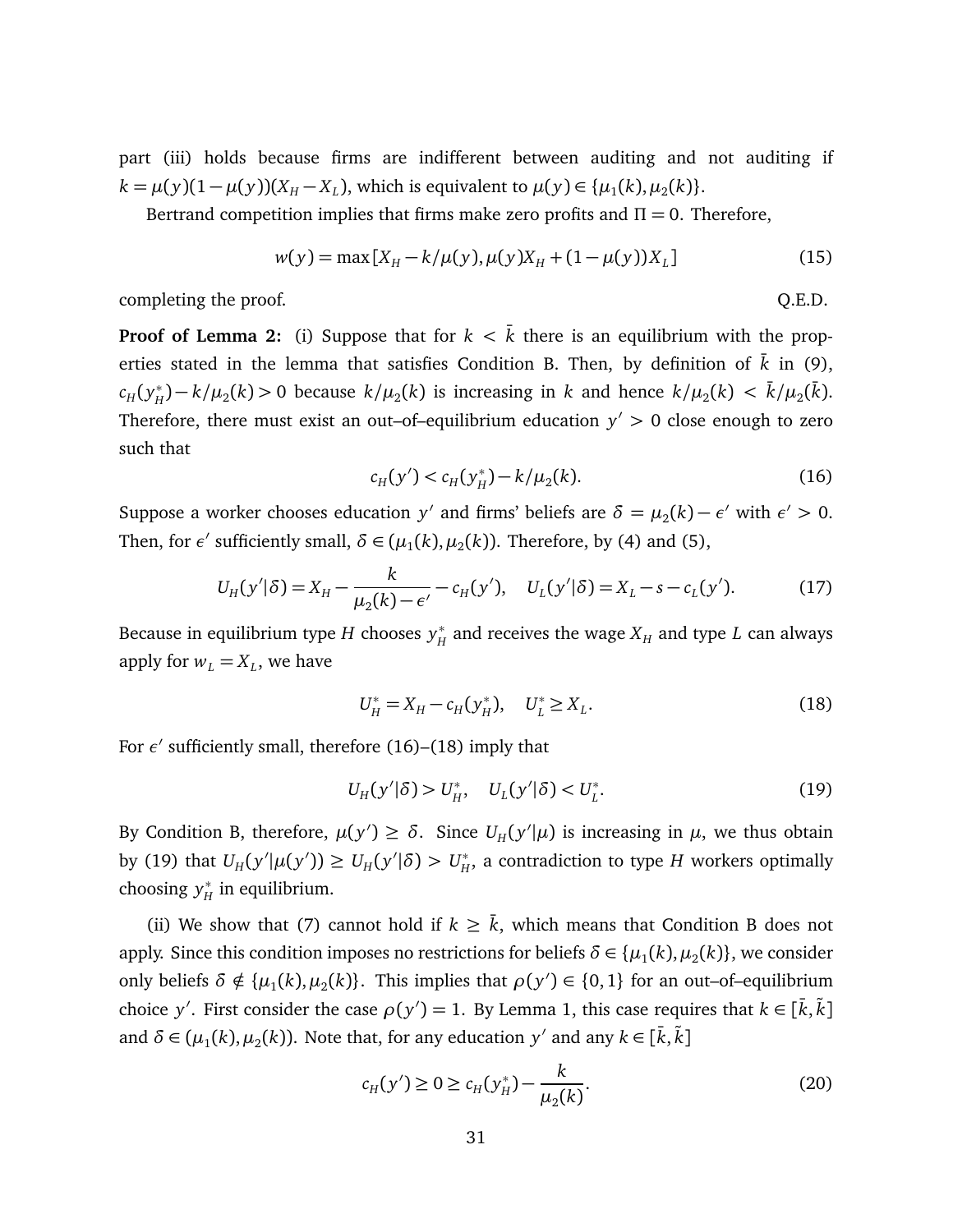part (iii) holds because firms are indifferent between auditing and not auditing if $k = \mu(y)(1-\mu(y))(X_H - X_L)$, which is equivalent to $\mu(y) \in \{\mu_1(k), \mu_2(k)\}$.

Bertrand competition implies that firms make zero profits and $\Pi = 0$. Therefore,

$$w(y) = \max[X_H - k/\mu(y), \mu(y)X_H + (1-\mu(y))X_L] \tag{15}$$

completing the proof. Q.E.D.

**Proof of Lemma 2:** (i) Suppose that for $k < \bar{k}$ there is an equilibrium with the properties stated in the lemma that satisfies Condition B. Then, by definition of $\bar{k}$ in (9), $c_H(y_H^*) - k/\mu_2(k) > 0$ because $k/\mu_2(k)$ is increasing in $k$ and hence $k/\mu_2(k) < \bar{k}/\mu_2(\bar{k})$. Therefore, there must exist an out–of–equilibrium education $y' > 0$ close enough to zero such that

$$c_H(y') < c_H(y_H^*) - k/\mu_2(k). \tag{16}$$

Suppose a worker chooses education $y'$ and firms' beliefs are $\delta = \mu_2(k) - \epsilon'$ with $\epsilon' > 0$. Then, for $\epsilon'$ sufficiently small, $\delta \in (\mu_1(k), \mu_2(k))$. Therefore, by (4) and (5),

$$U_H(y'|\delta) = X_H - \frac{k}{\mu_2(k) - \epsilon'} - c_H(y'), \quad U_L(y'|\delta) = X_L - s - c_L(y'). \tag{17}$$

Because in equilibrium type $H$ chooses $y_H^*$ and receives the wage $X_H$ and type $L$ can always apply for $w_L = X_L$, we have

$$U_H^* = X_H - c_H(y_H^*), \quad U_L^* \geq X_L. \tag{18}$$

For $\epsilon'$ sufficiently small, therefore (16)–(18) imply that

$$U_H(y'|\delta) > U_H^*, \quad U_L(y'|\delta) < U_L^*. \tag{19}$$

By Condition B, therefore, $\mu(y') \geq \delta$. Since $U_H(y'|\mu)$ is increasing in $\mu$, we thus obtain by (19) that $U_H(y'|\mu(y')) \geq U_H(y'|\delta) > U_H^*$, a contradiction to type $H$ workers optimally choosing $y_H^*$ in equilibrium.

(ii) We show that (7) cannot hold if $k \geq \bar{k}$, which means that Condition B does not apply. Since this condition imposes no restrictions for beliefs $\delta \in \{\mu_1(k), \mu_2(k)\}$, we consider only beliefs $\delta \notin \{\mu_1(k), \mu_2(k)\}$. This implies that $\rho(y') \in \{0, 1\}$ for an out–of–equilibrium choice $y'$. First consider the case $\rho(y') = 1$. By Lemma 1, this case requires that $k \in [\bar{k}, \tilde{k}]$ and $\delta \in (\mu_1(k), \mu_2(k))$. Note that, for any education $y'$ and any $k \in [\bar{k}, \tilde{k}]$

$$c_H(y') \geq 0 \geq c_H(y_H^*) - \frac{k}{\mu_2(k)}. \tag{20}$$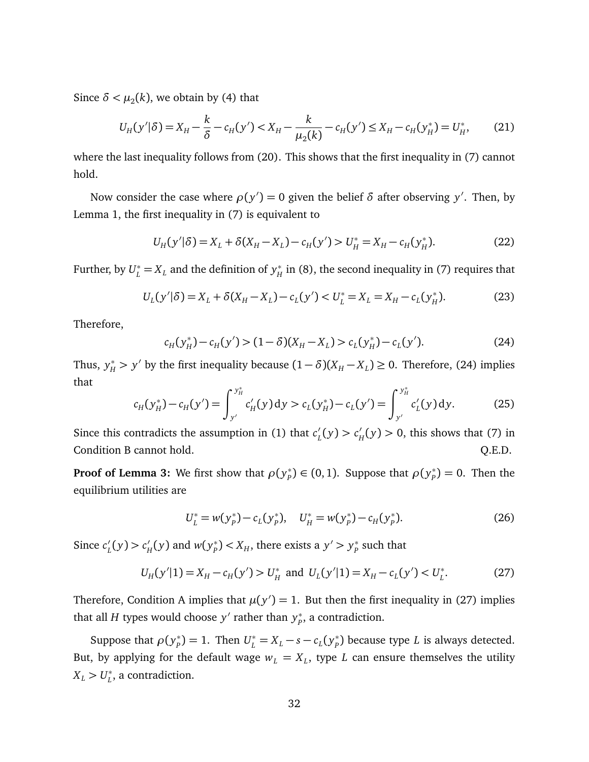Since $\delta < \mu_2(k)$, we obtain by (4) that

$$U_H(y'|\delta) = X_H - \frac{k}{\delta} - c_H(y') < X_H - \frac{k}{\mu_2(k)} - c_H(y') \leq X_H - c_H(y_H^*) = U_H^*, \tag{21}$$

where the last inequality follows from (20). This shows that the first inequality in (7) cannot hold.

Now consider the case where $\rho(y') = 0$ given the belief $\delta$ after observing $y'$. Then, by Lemma 1, the first inequality in (7) is equivalent to

$$U_H(y'|\delta) = X_L + \delta(X_H - X_L) - c_H(y') > U_H^* = X_H - c_H(y_H^*). \tag{22}$$

Further, by $U_L^* = X_L$ and the definition of $y_H^*$ in (8), the second inequality in (7) requires that

$$U_L(y'|\delta) = X_L + \delta(X_H - X_L) - c_L(y') < U_L^* = X_L = X_H - c_L(y_H^*). \tag{23}$$

Therefore,

$$c_H(y_H^*) - c_H(y') > (1-\delta)(X_H - X_L) > c_L(y_H^*) - c_L(y'). \tag{24}$$

Thus, $y_H^* > y'$ by the first inequality because $(1-\delta)(X_H - X_L) \geq 0$. Therefore, (24) implies that

$$c_H(y_H^*) - c_H(y') = \int_{y'}^{y_H^*} c_H'(y)\,\mathrm{d}y > c_L(y_H^*) - c_L(y') = \int_{y'}^{y_H^*} c_L'(y)\,\mathrm{d}y. \tag{25}$$

Since this contradicts the assumption in (1) that $c_L'(y) > c_H'(y) > 0$, this shows that (7) in Condition B cannot hold. Q.E.D.

**Proof of Lemma 3:** We first show that $\rho(y_P^*) \in (0,1)$. Suppose that $\rho(y_P^*) = 0$. Then the equilibrium utilities are

$$U_L^* = w(y_P^*) - c_L(y_P^*), \quad U_H^* = w(y_P^*) - c_H(y_P^*). \tag{26}$$

Since $c_L'(y) > c_H'(y)$ and $w(y_P^*) < X_H$, there exists a $y' > y_P^*$ such that

$$U_H(y'|1) = X_H - c_H(y') > U_H^* \text{ and } U_L(y'|1) = X_H - c_L(y') < U_L^*. \tag{27}$$

Therefore, Condition A implies that $\mu(y') = 1$. But then the first inequality in (27) implies that all $H$ types would choose $y'$ rather than $y_P^*$, a contradiction.

Suppose that $\rho(y_P^*) = 1$. Then $U_L^* = X_L - s - c_L(y_P^*)$ because type $L$ is always detected. But, by applying for the default wage $w_L = X_L$, type $L$ can ensure themselves the utility $X_L > U_L^*$, a contradiction.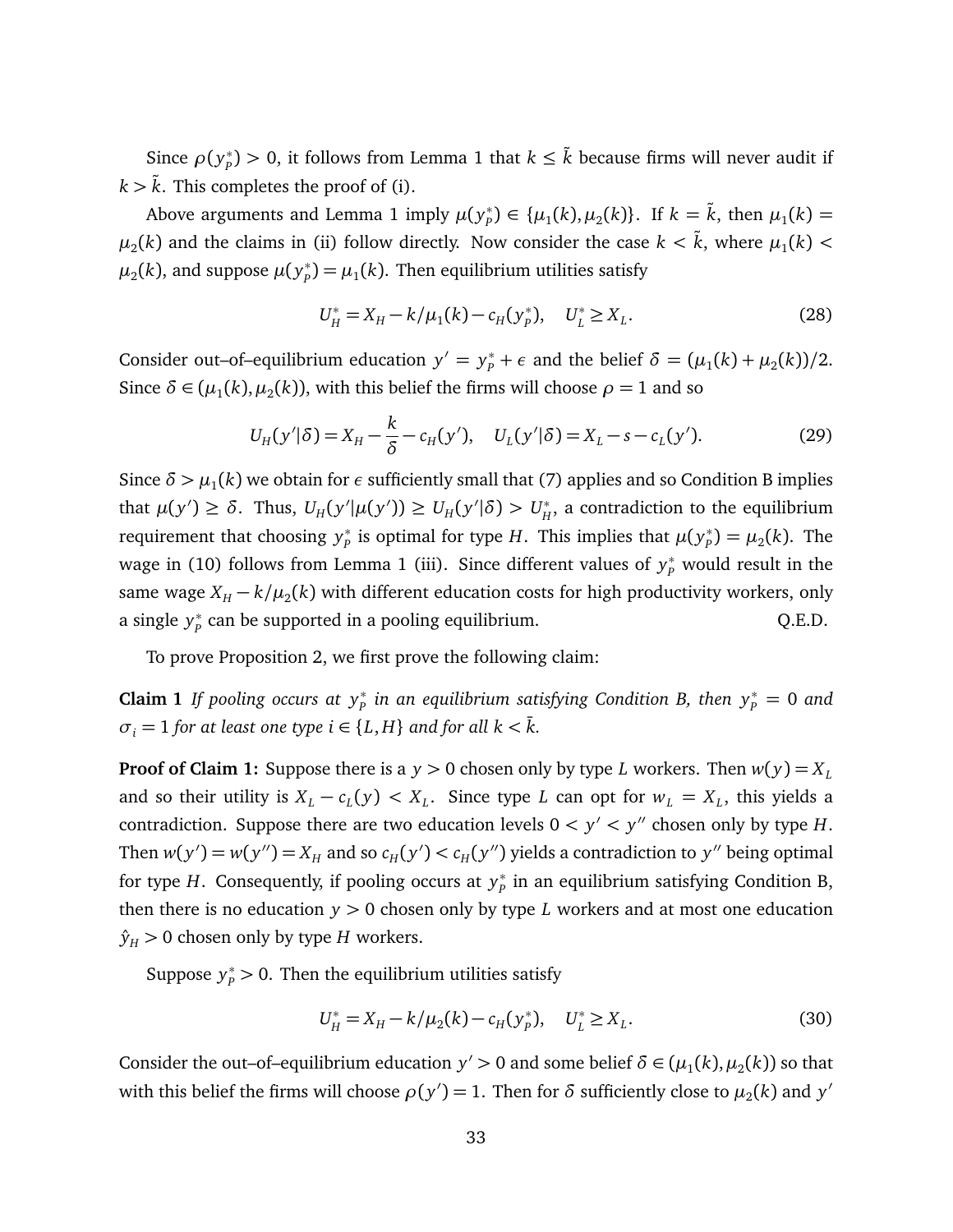Since $\rho(y_P^*) > 0$, it follows from Lemma 1 that $k \leq \tilde{k}$ because firms will never audit if $k > \tilde{k}$. This completes the proof of (i).

Above arguments and Lemma 1 imply $\mu(y_P^*) \in \{\mu_1(k), \mu_2(k)\}$. If $k = \tilde{k}$, then $\mu_1(k) = \mu_2(k)$ and the claims in (ii) follow directly. Now consider the case $k < \tilde{k}$, where $\mu_1(k) < \mu_2(k)$, and suppose $\mu(y_P^*) = \mu_1(k)$. Then equilibrium utilities satisfy

$$U_H^* = X_H - k/\mu_1(k) - c_H(y_P^*), \quad U_L^* \geq X_L. \tag{28}$$

Consider out–of–equilibrium education $y' = y_P^* + \epsilon$ and the belief $\delta = (\mu_1(k) + \mu_2(k))/2$. Since $\delta \in (\mu_1(k), \mu_2(k))$, with this belief the firms will choose $\rho = 1$ and so

$$U_H(y'|\delta) = X_H - \frac{k}{\delta} - c_H(y'), \quad U_L(y'|\delta) = X_L - s - c_L(y'). \tag{29}$$

Since $\delta > \mu_1(k)$ we obtain for $\epsilon$ sufficiently small that (7) applies and so Condition B implies that $\mu(y') \geq \delta$. Thus, $U_H(y'|\mu(y')) \geq U_H(y'|\delta) > U_H^*$, a contradiction to the equilibrium requirement that choosing $y_P^*$ is optimal for type $H$. This implies that $\mu(y_P^*) = \mu_2(k)$. The wage in (10) follows from Lemma 1 (iii). Since different values of $y_P^*$ would result in the same wage $X_H - k/\mu_2(k)$ with different education costs for high productivity workers, only a single $y_P^*$ can be supported in a pooling equilibrium. Q.E.D.

To prove Proposition 2, we first prove the following claim:

**Claim 1** *If pooling occurs at $y_P^*$ in an equilibrium satisfying Condition B, then $y_P^* = 0$ and $\sigma_i = 1$ for at least one type $i \in \{L, H\}$ and for all $k < \tilde{k}$.*

**Proof of Claim 1:** Suppose there is a $y > 0$ chosen only by type $L$ workers. Then $w(y) = X_L$ and so their utility is $X_L - c_L(y) < X_L$. Since type $L$ can opt for $w_L = X_L$, this yields a contradiction. Suppose there are two education levels $0 < y' < y''$ chosen only by type $H$. Then $w(y') = w(y'') = X_H$ and so $c_H(y') < c_H(y'')$ yields a contradiction to $y''$ being optimal for type $H$. Consequently, if pooling occurs at $y_P^*$ in an equilibrium satisfying Condition B, then there is no education $y > 0$ chosen only by type $L$ workers and at most one education $\hat{y}_H > 0$ chosen only by type $H$ workers.

Suppose $y_P^* > 0$. Then the equilibrium utilities satisfy

$$U_H^* = X_H - k/\mu_2(k) - c_H(y_P^*), \quad U_L^* \geq X_L. \tag{30}$$

Consider the out–of–equilibrium education $y' > 0$ and some belief $\delta \in (\mu_1(k), \mu_2(k))$ so that with this belief the firms will choose $\rho(y') = 1$. Then for $\delta$ sufficiently close to $\mu_2(k)$ and $y'$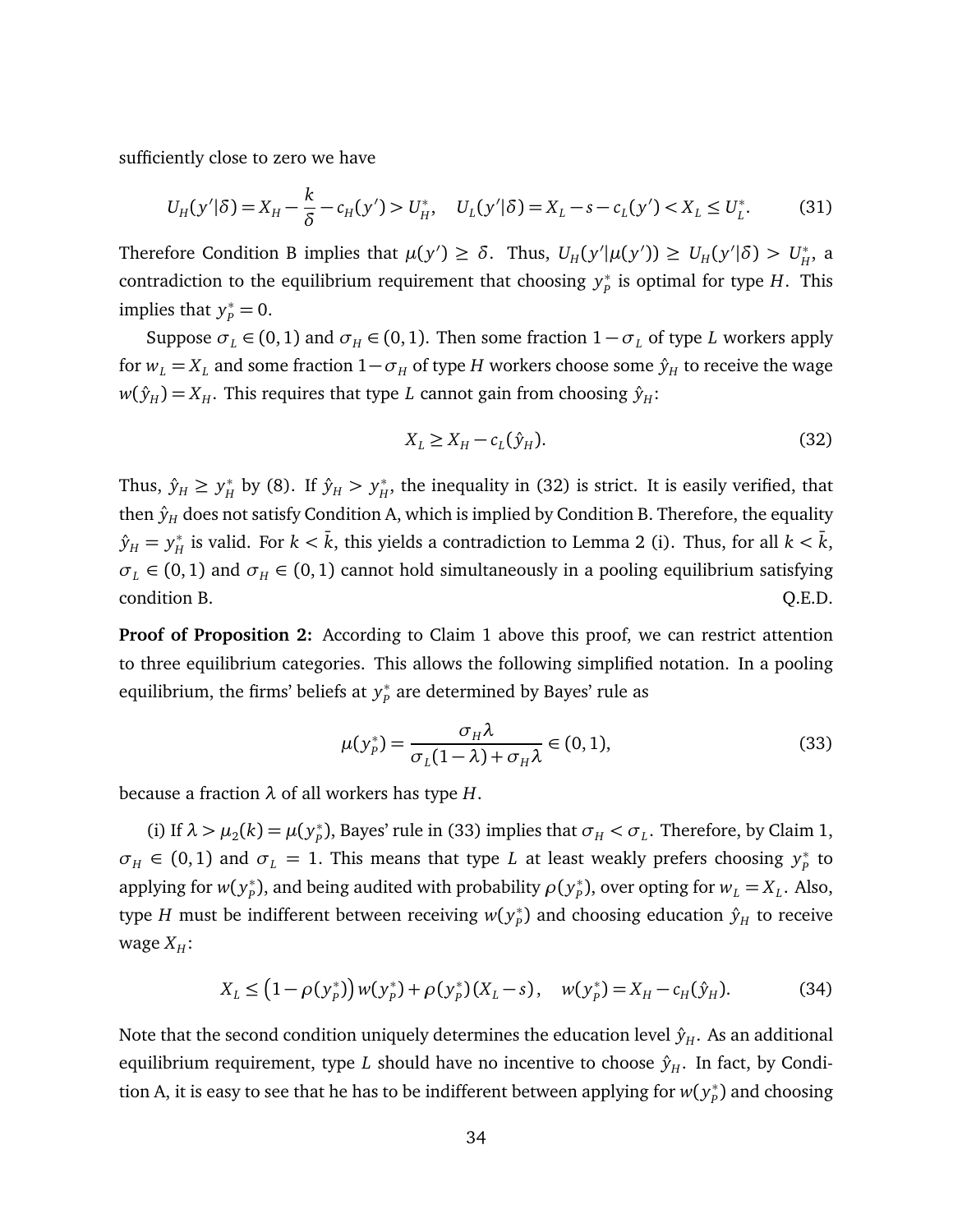sufficiently close to zero we have

$$U_H(y'|\delta) = X_H - \frac{k}{\delta} - c_H(y') > U_H^*, \quad U_L(y'|\delta) = X_L - s - c_L(y') < X_L \leq U_L^*. \tag{31}$$

Therefore Condition B implies that $\mu(y') \geq \delta$. Thus, $U_H(y'|\mu(y')) \geq U_H(y'|\delta) > U_H^*$, a contradiction to the equilibrium requirement that choosing $y_P^*$ is optimal for type $H$. This implies that $y_P^* = 0$.

Suppose $\sigma_L \in (0,1)$ and $\sigma_H \in (0,1)$. Then some fraction $1 - \sigma_L$ of type $L$ workers apply for $w_L = X_L$ and some fraction $1 - \sigma_H$ of type $H$ workers choose some $\hat{y}_H$ to receive the wage $w(\hat{y}_H) = X_H$. This requires that type $L$ cannot gain from choosing $\hat{y}_H$:

$$X_L \geq X_H - c_L(\hat{y}_H). \tag{32}$$

Thus, $\hat{y}_H \geq y_H^*$ by (8). If $\hat{y}_H > y_H^*$, the inequality in (32) is strict. It is easily verified, that then $\hat{y}_H$ does not satisfy Condition A, which is implied by Condition B. Therefore, the equality $\hat{y}_H = y_H^*$ is valid. For $k < \bar{k}$, this yields a contradiction to Lemma 2 (i). Thus, for all $k < \bar{k}$, $\sigma_L \in (0,1)$ and $\sigma_H \in (0,1)$ cannot hold simultaneously in a pooling equilibrium satisfying condition B. Q.E.D.

**Proof of Proposition 2:** According to Claim 1 above this proof, we can restrict attention to three equilibrium categories. This allows the following simplified notation. In a pooling equilibrium, the firms' beliefs at $y_P^*$ are determined by Bayes' rule as

$$\mu(y_P^*) = \frac{\sigma_H \lambda}{\sigma_L(1-\lambda) + \sigma_H \lambda} \in (0,1), \tag{33}$$

because a fraction $\lambda$ of all workers has type $H$.

(i) If $\lambda > \mu_2(k) = \mu(y_P^*)$, Bayes' rule in (33) implies that $\sigma_H < \sigma_L$. Therefore, by Claim 1, $\sigma_H \in (0,1)$ and $\sigma_L = 1$. This means that type $L$ at least weakly prefers choosing $y_P^*$ to applying for $w(y_P^*)$, and being audited with probability $\rho(y_P^*)$, over opting for $w_L = X_L$. Also, type $H$ must be indifferent between receiving $w(y_P^*)$ and choosing education $\hat{y}_H$ to receive wage $X_H$:

$$X_L \leq \left(1 - \rho(y_P^*)\right) w(y_P^*) + \rho(y_P^*)(X_L - s), \quad w(y_P^*) = X_H - c_H(\hat{y}_H). \tag{34}$$

Note that the second condition uniquely determines the education level $\hat{y}_H$. As an additional equilibrium requirement, type $L$ should have no incentive to choose $\hat{y}_H$. In fact, by Condition A, it is easy to see that he has to be indifferent between applying for $w(y_P^*)$ and choosing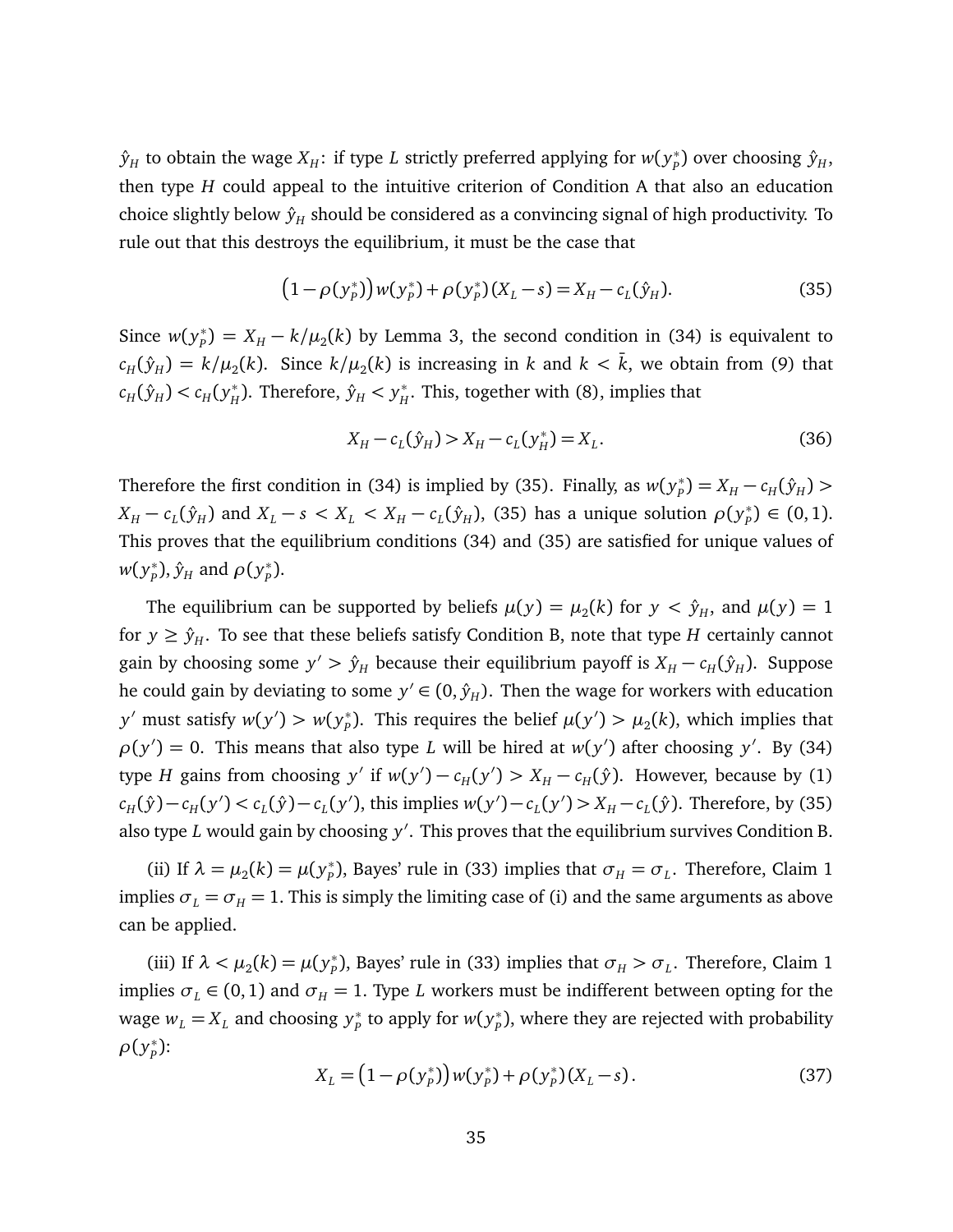$\hat{y}_H$ to obtain the wage $X_H$: if type $L$ strictly preferred applying for $w(y_P^*)$ over choosing $\hat{y}_H$, then type $H$ could appeal to the intuitive criterion of Condition A that also an education choice slightly below $\hat{y}_H$ should be considered as a convincing signal of high productivity. To rule out that this destroys the equilibrium, it must be the case that

$$\big(1-\rho(y_P^*)\big)\,w(y_P^*)+\rho(y_P^*)\,(X_L-s)=X_H-c_L(\hat{y}_H). \tag{35}$$

Since $w(y_P^*) = X_H - k/\mu_2(k)$ by Lemma 3, the second condition in (34) is equivalent to $c_H(\hat{y}_H) = k/\mu_2(k)$. Since $k/\mu_2(k)$ is increasing in $k$ and $k < \bar{k}$, we obtain from (9) that $c_H(\hat{y}_H) < c_H(y_H^*)$. Therefore, $\hat{y}_H < y_H^*$. This, together with (8), implies that

$$X_H-c_L(\hat{y}_H)>X_H-c_L(y_H^*)=X_L. \tag{36}$$

Therefore the first condition in (34) is implied by (35). Finally, as $w(y_P^*) = X_H - c_H(\hat{y}_H) > X_H - c_L(\hat{y}_H)$ and $X_L - s < X_L < X_H - c_L(\hat{y}_H)$, (35) has a unique solution $\rho(y_P^*) \in (0,1)$. This proves that the equilibrium conditions (34) and (35) are satisfied for unique values of $w(y_P^*)$, $\hat{y}_H$ and $\rho(y_P^*)$.

The equilibrium can be supported by beliefs $\mu(y) = \mu_2(k)$ for $y < \hat{y}_H$, and $\mu(y) = 1$ for $y \geq \hat{y}_H$. To see that these beliefs satisfy Condition B, note that type $H$ certainly cannot gain by choosing some $y' > \hat{y}_H$ because their equilibrium payoff is $X_H - c_H(\hat{y}_H)$. Suppose he could gain by deviating to some $y' \in (0, \hat{y}_H)$. Then the wage for workers with education $y'$ must satisfy $w(y') > w(y_P^*)$. This requires the belief $\mu(y') > \mu_2(k)$, which implies that $\rho(y') = 0$. This means that also type $L$ will be hired at $w(y')$ after choosing $y'$. By (34) type $H$ gains from choosing $y'$ if $w(y') - c_H(y') > X_H - c_H(\hat{y})$. However, because by (1) $c_H(\hat{y}) - c_H(y') < c_L(\hat{y}) - c_L(y')$, this implies $w(y') - c_L(y') > X_H - c_L(\hat{y})$. Therefore, by (35) also type $L$ would gain by choosing $y'$. This proves that the equilibrium survives Condition B.

(ii) If $\lambda = \mu_2(k) = \mu(y_P^*)$, Bayes' rule in (33) implies that $\sigma_H = \sigma_L$. Therefore, Claim 1 implies $\sigma_L = \sigma_H = 1$. This is simply the limiting case of (i) and the same arguments as above can be applied.

(iii) If $\lambda < \mu_2(k) = \mu(y_P^*)$, Bayes' rule in (33) implies that $\sigma_H > \sigma_L$. Therefore, Claim 1 implies $\sigma_L \in (0,1)$ and $\sigma_H = 1$. Type $L$ workers must be indifferent between opting for the wage $w_L = X_L$ and choosing $y_P^*$ to apply for $w(y_P^*)$, where they are rejected with probability $\rho(y_P^*)$:

$$X_L=\big(1-\rho(y_P^*)\big)\,w(y_P^*)+\rho(y_P^*)\,(X_L-s)\,. \tag{37}$$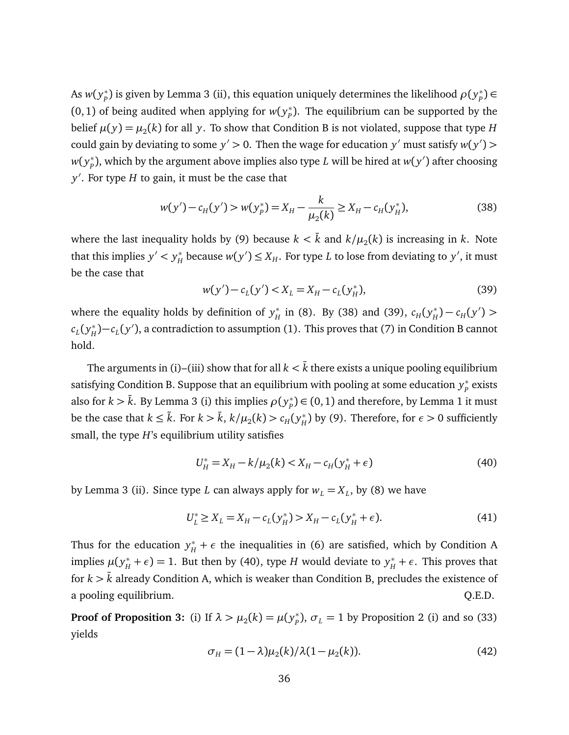As $w(y_P^*)$ is given by Lemma 3 (ii), this equation uniquely determines the likelihood $\rho(y_P^*) \in (0,1)$ of being audited when applying for $w(y_P^*)$. The equilibrium can be supported by the belief $\mu(y) = \mu_2(k)$ for all $y$. To show that Condition B is not violated, suppose that type $H$ could gain by deviating to some $y' > 0$. Then the wage for education $y'$ must satisfy $w(y') > w(y_P^*)$, which by the argument above implies also type $L$ will be hired at $w(y')$ after choosing $y'$. For type $H$ to gain, it must be the case that

$$w(y') - c_H(y') > w(y_P^*) = X_H - \frac{k}{\mu_2(k)} \geq X_H - c_H(y_H^*), \tag{38}$$

where the last inequality holds by (9) because $k < \bar{k}$ and $k/\mu_2(k)$ is increasing in $k$. Note that this implies $y' < y_H^*$ because $w(y') \leq X_H$. For type $L$ to lose from deviating to $y'$, it must be the case that

$$w(y') - c_L(y') < X_L = X_H - c_L(y_H^*), \tag{39}$$

where the equality holds by definition of $y_H^*$ in (8). By (38) and (39), $c_H(y_H^*) - c_H(y') > c_L(y_H^*) - c_L(y')$, a contradiction to assumption (1). This proves that (7) in Condition B cannot hold.

The arguments in (i)–(iii) show that for all $k < \bar{k}$ there exists a unique pooling equilibrium satisfying Condition B. Suppose that an equilibrium with pooling at some education $y_P^*$ exists also for $k > \bar{k}$. By Lemma 3 (i) this implies $\rho(y_P^*) \in (0,1)$ and therefore, by Lemma 1 it must be the case that $k \leq \tilde{k}$. For $k > \bar{k}$, $k/\mu_2(k) > c_H(y_H^*)$ by (9). Therefore, for $\epsilon > 0$ sufficiently small, the type $H$'s equilibrium utility satisfies

$$U_H^* = X_H - k/\mu_2(k) < X_H - c_H(y_H^* + \epsilon) \tag{40}$$

by Lemma 3 (ii). Since type $L$ can always apply for $w_L = X_L$, by (8) we have

$$U_L^* \geq X_L = X_H - c_L(y_H^*) > X_H - c_L(y_H^* + \epsilon). \tag{41}$$

Thus for the education $y_H^* + \epsilon$ the inequalities in (6) are satisfied, which by Condition A implies $\mu(y_H^* + \epsilon) = 1$. But then by (40), type $H$ would deviate to $y_H^* + \epsilon$. This proves that for $k > \bar{k}$ already Condition A, which is weaker than Condition B, precludes the existence of a pooling equilibrium. Q.E.D.

**Proof of Proposition 3:** (i) If $\lambda > \mu_2(k) = \mu(y_P^*)$, $\sigma_L = 1$ by Proposition 2 (i) and so (33) yields

$$\sigma_H = (1-\lambda)\mu_2(k)/\lambda(1-\mu_2(k)). \tag{42}$$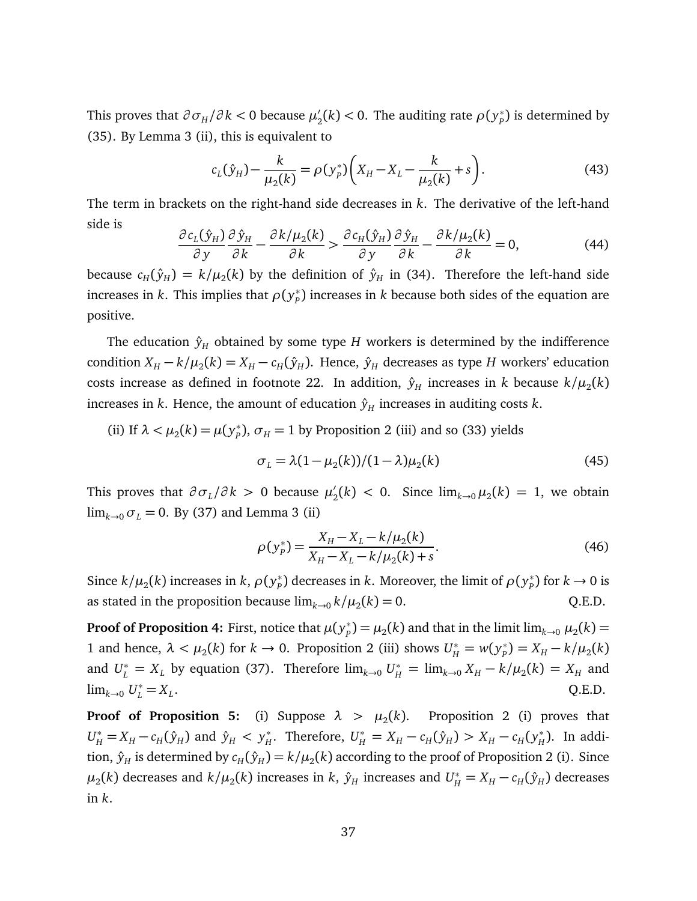This proves that $\partial \sigma_H / \partial k < 0$ because $\mu_2'(k) < 0$. The auditing rate $\rho(y_P^*)$ is determined by (35). By Lemma 3 (ii), this is equivalent to

$$c_L(\hat{y}_H) - \frac{k}{\mu_2(k)} = \rho(y_P^*)\left(X_H - X_L - \frac{k}{\mu_2(k)} + s\right). \tag{43}$$

The term in brackets on the right-hand side decreases in $k$. The derivative of the left-hand side is

$$\frac{\partial c_L(\hat{y}_H)}{\partial y}\frac{\partial \hat{y}_H}{\partial k} - \frac{\partial k/\mu_2(k)}{\partial k} > \frac{\partial c_H(\hat{y}_H)}{\partial y}\frac{\partial \hat{y}_H}{\partial k} - \frac{\partial k/\mu_2(k)}{\partial k} = 0, \tag{44}$$

because $c_H(\hat{y}_H) = k/\mu_2(k)$ by the definition of $\hat{y}_H$ in (34). Therefore the left-hand side increases in $k$. This implies that $\rho(y_P^*)$ increases in $k$ because both sides of the equation are positive.

The education $\hat{y}_H$ obtained by some type $H$ workers is determined by the indifference condition $X_H - k/\mu_2(k) = X_H - c_H(\hat{y}_H)$. Hence, $\hat{y}_H$ decreases as type $H$ workers' education costs increase as defined in footnote 22. In addition, $\hat{y}_H$ increases in $k$ because $k/\mu_2(k)$ increases in $k$. Hence, the amount of education $\hat{y}_H$ increases in auditing costs $k$.

(ii) If $\lambda < \mu_2(k) = \mu(y_P^*)$, $\sigma_H = 1$ by Proposition 2 (iii) and so (33) yields

$$\sigma_L = \lambda(1 - \mu_2(k))/(1-\lambda)\mu_2(k) \tag{45}$$

This proves that $\partial \sigma_L / \partial k > 0$ because $\mu_2'(k) < 0$. Since $\lim_{k \to 0} \mu_2(k) = 1$, we obtain $\lim_{k \to 0} \sigma_L = 0$. By (37) and Lemma 3 (ii)

$$\rho(y_P^*) = \frac{X_H - X_L - k/\mu_2(k)}{X_H - X_L - k/\mu_2(k) + s}. \tag{46}$$

Since $k/\mu_2(k)$ increases in $k$, $\rho(y_P^*)$ decreases in $k$. Moreover, the limit of $\rho(y_P^*)$ for $k \to 0$ is as stated in the proposition because $\lim_{k \to 0} k/\mu_2(k) = 0$. Q.E.D.

**Proof of Proposition 4:** First, notice that $\mu(y_P^*) = \mu_2(k)$ and that in the limit $\lim_{k \to 0} \mu_2(k) = 1$ and hence, $\lambda < \mu_2(k)$ for $k \to 0$. Proposition 2 (iii) shows $U_H^* = w(y_P^*) = X_H - k/\mu_2(k)$ and $U_L^* = X_L$ by equation (37). Therefore $\lim_{k \to 0} U_H^* = \lim_{k \to 0} X_H - k/\mu_2(k) = X_H$ and $\lim_{k \to 0} U_L^* = X_L$. Q.E.D.

**Proof of Proposition 5:** (i) Suppose $\lambda > \mu_2(k)$. Proposition 2 (i) proves that $U_H^* = X_H - c_H(\hat{y}_H)$ and $\hat{y}_H < y_H^*$. Therefore, $U_H^* = X_H - c_H(\hat{y}_H) > X_H - c_H(y_H^*)$. In addition, $\hat{y}_H$ is determined by $c_H(\hat{y}_H) = k/\mu_2(k)$ according to the proof of Proposition 2 (i). Since $\mu_2(k)$ decreases and $k/\mu_2(k)$ increases in $k$, $\hat{y}_H$ increases and $U_H^* = X_H - c_H(\hat{y}_H)$ decreases in $k$.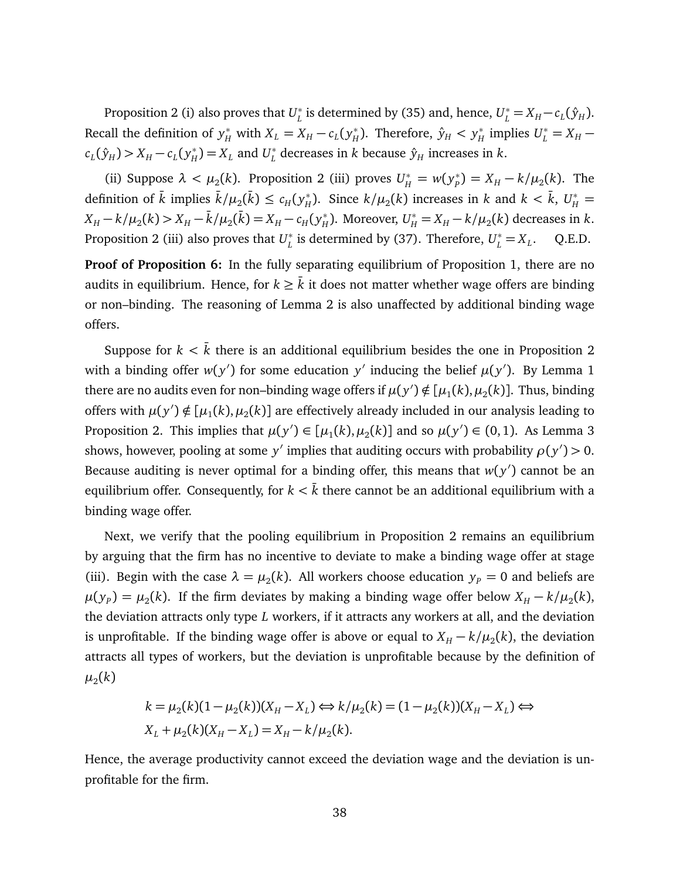Proposition 2 (i) also proves that $U_L^*$ is determined by (35) and, hence, $U_L^* = X_H - c_L(\hat{y}_H)$. Recall the definition of $y_H^*$ with $X_L = X_H - c_L(y_H^*)$. Therefore, $\hat{y}_H < y_H^*$ implies $U_L^* = X_H - c_L(\hat{y}_H) > X_H - c_L(y_H^*) = X_L$ and $U_L^*$ decreases in $k$ because $\hat{y}_H$ increases in $k$.

(ii) Suppose $\lambda < \mu_2(k)$. Proposition 2 (iii) proves $U_H^* = w(y_P^*) = X_H - k/\mu_2(k)$. The definition of $\bar{k}$ implies $\bar{k}/\mu_2(\bar{k}) \leq c_H(y_H^*)$. Since $k/\mu_2(k)$ increases in $k$ and $k < \bar{k}$, $U_H^* = X_H - k/\mu_2(k) > X_H - \bar{k}/\mu_2(\bar{k}) = X_H - c_H(y_H^*)$. Moreover, $U_H^* = X_H - k/\mu_2(k)$ decreases in $k$. Proposition 2 (iii) also proves that $U_L^*$ is determined by (37). Therefore, $U_L^* = X_L$. Q.E.D.

**Proof of Proposition 6:** In the fully separating equilibrium of Proposition 1, there are no audits in equilibrium. Hence, for $k \geq \bar{k}$ it does not matter whether wage offers are binding or non–binding. The reasoning of Lemma 2 is also unaffected by additional binding wage offers.

Suppose for $k < \bar{k}$ there is an additional equilibrium besides the one in Proposition 2 with a binding offer $w(y')$ for some education $y'$ inducing the belief $\mu(y')$. By Lemma 1 there are no audits even for non–binding wage offers if $\mu(y') \notin [\mu_1(k), \mu_2(k)]$. Thus, binding offers with $\mu(y') \notin [\mu_1(k), \mu_2(k)]$ are effectively already included in our analysis leading to Proposition 2. This implies that $\mu(y') \in [\mu_1(k), \mu_2(k)]$ and so $\mu(y') \in (0, 1)$. As Lemma 3 shows, however, pooling at some $y'$ implies that auditing occurs with probability $\rho(y') > 0$. Because auditing is never optimal for a binding offer, this means that $w(y')$ cannot be an equilibrium offer. Consequently, for $k < \bar{k}$ there cannot be an additional equilibrium with a binding wage offer.

Next, we verify that the pooling equilibrium in Proposition 2 remains an equilibrium by arguing that the firm has no incentive to deviate to make a binding wage offer at stage (iii). Begin with the case $\lambda = \mu_2(k)$. All workers choose education $y_P = 0$ and beliefs are $\mu(y_P) = \mu_2(k)$. If the firm deviates by making a binding wage offer below $X_H - k/\mu_2(k)$, the deviation attracts only type $L$ workers, if it attracts any workers at all, and the deviation is unprofitable. If the binding wage offer is above or equal to $X_H - k/\mu_2(k)$, the deviation attracts all types of workers, but the deviation is unprofitable because by the definition of $\mu_2(k)$

$$
\begin{aligned}
& k = \mu_2(k)(1 - \mu_2(k))(X_H - X_L) \Leftrightarrow k/\mu_2(k) = (1 - \mu_2(k))(X_H - X_L) \Leftrightarrow \\
& X_L + \mu_2(k)(X_H - X_L) = X_H - k/\mu_2(k).
\end{aligned}
$$

Hence, the average productivity cannot exceed the deviation wage and the deviation is unprofitable for the firm.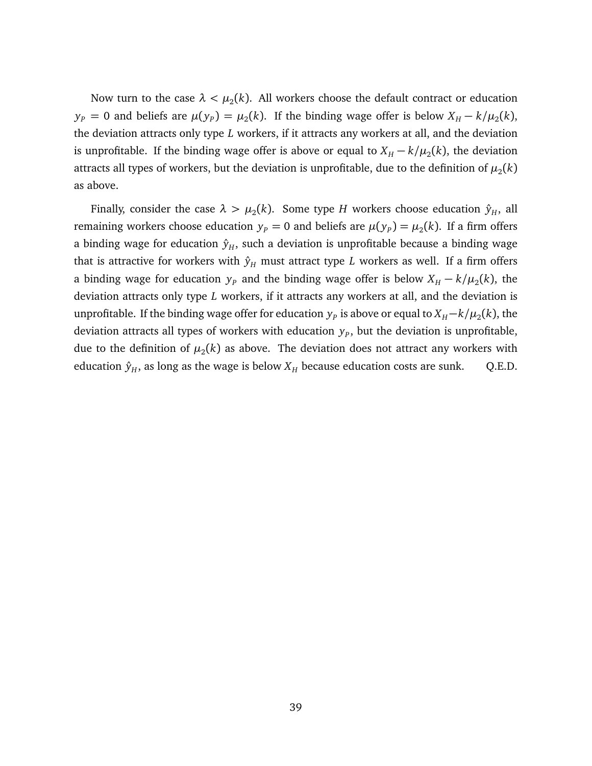Now turn to the case $\lambda < \mu_2(k)$. All workers choose the default contract or education $y_P = 0$ and beliefs are $\mu(y_P) = \mu_2(k)$. If the binding wage offer is below $X_H - k/\mu_2(k)$, the deviation attracts only type $L$ workers, if it attracts any workers at all, and the deviation is unprofitable. If the binding wage offer is above or equal to $X_H - k/\mu_2(k)$, the deviation attracts all types of workers, but the deviation is unprofitable, due to the definition of $\mu_2(k)$ as above.

Finally, consider the case $\lambda > \mu_2(k)$. Some type $H$ workers choose education $\hat{y}_H$, all remaining workers choose education $y_P = 0$ and beliefs are $\mu(y_P) = \mu_2(k)$. If a firm offers a binding wage for education $\hat{y}_H$, such a deviation is unprofitable because a binding wage that is attractive for workers with $\hat{y}_H$ must attract type $L$ workers as well. If a firm offers a binding wage for education $y_P$ and the binding wage offer is below $X_H - k/\mu_2(k)$, the deviation attracts only type $L$ workers, if it attracts any workers at all, and the deviation is unprofitable. If the binding wage offer for education $y_P$ is above or equal to $X_H - k/\mu_2(k)$, the deviation attracts all types of workers with education $y_P$, but the deviation is unprofitable, due to the definition of $\mu_2(k)$ as above. The deviation does not attract any workers with education $\hat{y}_H$, as long as the wage is below $X_H$ because education costs are sunk. Q.E.D.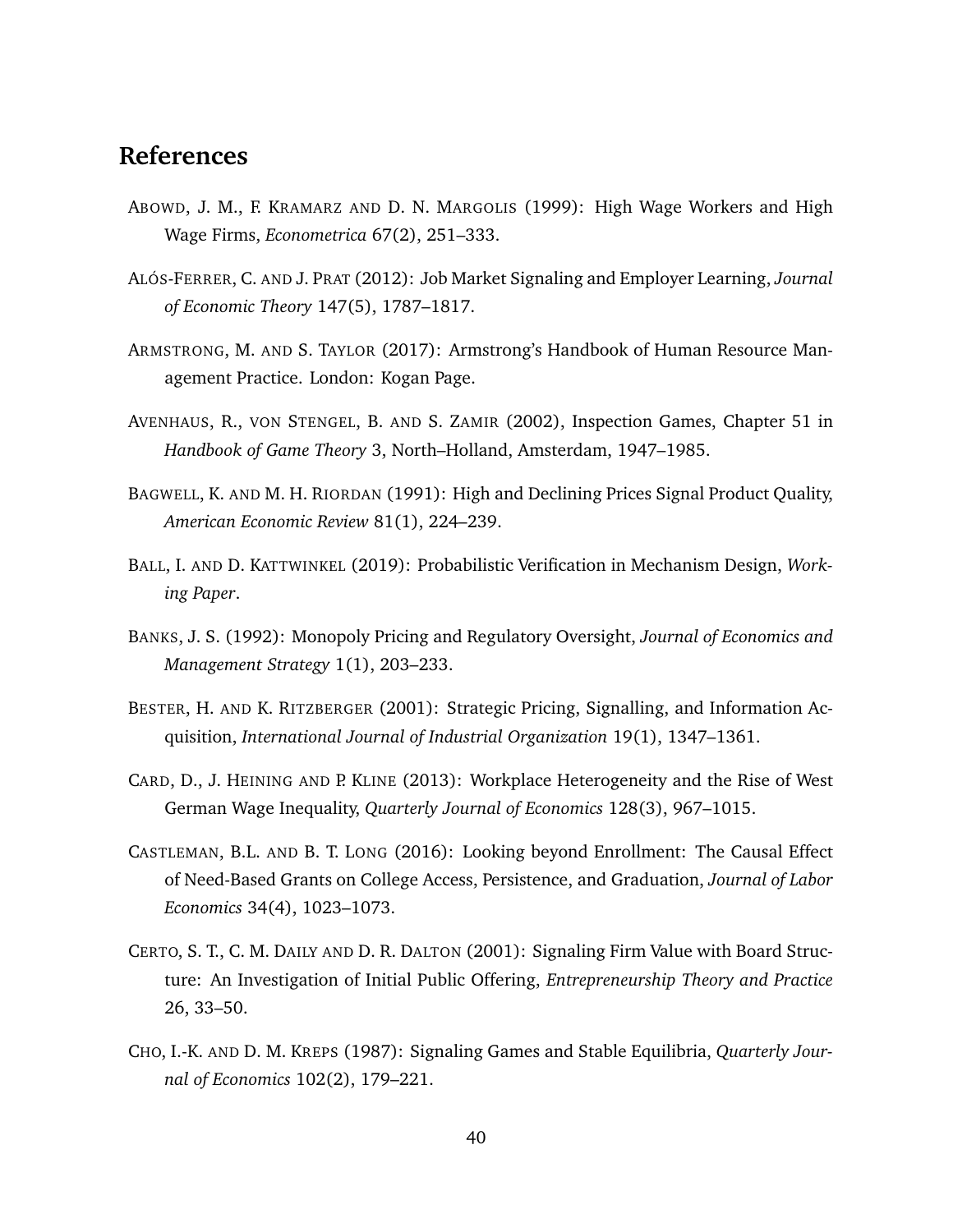# References

ABOWD, J. M., F. KRAMARZ AND D. N. MARGOLIS (1999): High Wage Workers and High Wage Firms, *Econometrica* 67(2), 251–333.

ALÓS-FERRER, C. AND J. PRAT (2012): Job Market Signaling and Employer Learning, *Journal of Economic Theory* 147(5), 1787–1817.

ARMSTRONG, M. AND S. TAYLOR (2017): Armstrong's Handbook of Human Resource Management Practice. London: Kogan Page.

AVENHAUS, R., VON STENGEL, B. AND S. ZAMIR (2002), Inspection Games, Chapter 51 in *Handbook of Game Theory* 3, North–Holland, Amsterdam, 1947–1985.

BAGWELL, K. AND M. H. RIORDAN (1991): High and Declining Prices Signal Product Quality, *American Economic Review* 81(1), 224–239.

BALL, I. AND D. KATTWINKEL (2019): Probabilistic Verification in Mechanism Design, *Working Paper*.

BANKS, J. S. (1992): Monopoly Pricing and Regulatory Oversight, *Journal of Economics and Management Strategy* 1(1), 203–233.

BESTER, H. AND K. RITZBERGER (2001): Strategic Pricing, Signalling, and Information Acquisition, *International Journal of Industrial Organization* 19(1), 1347–1361.

CARD, D., J. HEINING AND P. KLINE (2013): Workplace Heterogeneity and the Rise of West German Wage Inequality, *Quarterly Journal of Economics* 128(3), 967–1015.

CASTLEMAN, B.L. AND B. T. LONG (2016): Looking beyond Enrollment: The Causal Effect of Need-Based Grants on College Access, Persistence, and Graduation, *Journal of Labor Economics* 34(4), 1023–1073.

CERTO, S. T., C. M. DAILY AND D. R. DALTON (2001): Signaling Firm Value with Board Structure: An Investigation of Initial Public Offering, *Entrepreneurship Theory and Practice* 26, 33–50.

CHO, I.-K. AND D. M. KREPS (1987): Signaling Games and Stable Equilibria, *Quarterly Journal of Economics* 102(2), 179–221.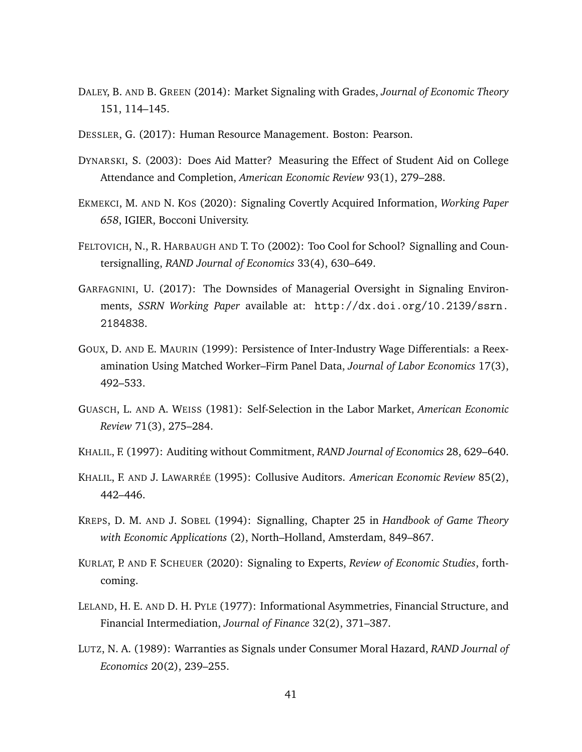DALEY, B. AND B. GREEN (2014): Market Signaling with Grades, *Journal of Economic Theory* 151, 114–145.

DESSLER, G. (2017): Human Resource Management. Boston: Pearson.

DYNARSKI, S. (2003): Does Aid Matter? Measuring the Effect of Student Aid on College Attendance and Completion, *American Economic Review* 93(1), 279–288.

EKMEKCI, M. AND N. KOS (2020): Signaling Covertly Acquired Information, *Working Paper 658*, IGIER, Bocconi University.

FELTOVICH, N., R. HARBAUGH AND T. TO (2002): Too Cool for School? Signalling and Countersignalling, *RAND Journal of Economics* 33(4), 630–649.

GARFAGNINI, U. (2017): The Downsides of Managerial Oversight in Signaling Environments, *SSRN Working Paper* available at: `http://dx.doi.org/10.2139/ssrn.2184838`.

GOUX, D. AND E. MAURIN (1999): Persistence of Inter-Industry Wage Differentials: a Reexamination Using Matched Worker–Firm Panel Data, *Journal of Labor Economics* 17(3), 492–533.

GUASCH, L. AND A. WEISS (1981): Self-Selection in the Labor Market, *American Economic Review* 71(3), 275–284.

KHALIL, F. (1997): Auditing without Commitment, *RAND Journal of Economics* 28, 629–640.

KHALIL, F. AND J. LAWARRÉE (1995): Collusive Auditors. *American Economic Review* 85(2), 442–446.

KREPS, D. M. AND J. SOBEL (1994): Signalling, Chapter 25 in *Handbook of Game Theory with Economic Applications* (2), North–Holland, Amsterdam, 849–867.

KURLAT, P. AND F. SCHEUER (2020): Signaling to Experts, *Review of Economic Studies*, forthcoming.

LELAND, H. E. AND D. H. PYLE (1977): Informational Asymmetries, Financial Structure, and Financial Intermediation, *Journal of Finance* 32(2), 371–387.

LUTZ, N. A. (1989): Warranties as Signals under Consumer Moral Hazard, *RAND Journal of Economics* 20(2), 239–255.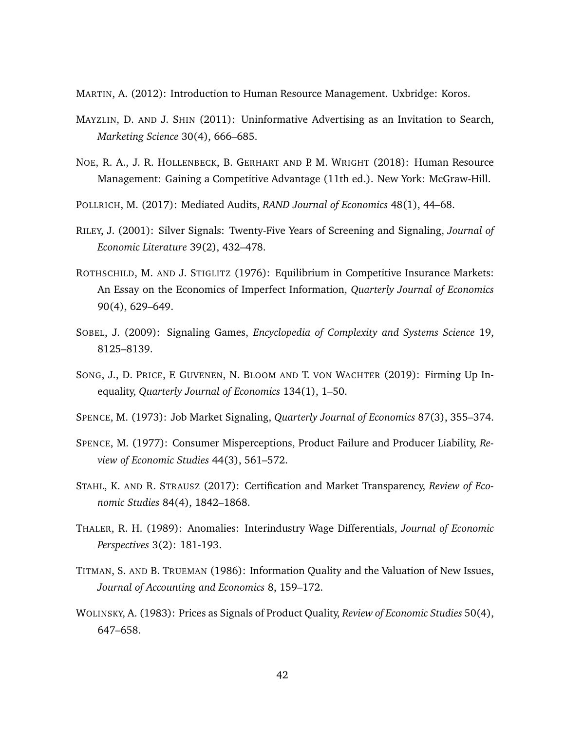MARTIN, A. (2012): Introduction to Human Resource Management. Uxbridge: Koros.

MAYZLIN, D. AND J. SHIN (2011): Uninformative Advertising as an Invitation to Search, *Marketing Science* 30(4), 666–685.

NOE, R. A., J. R. HOLLENBECK, B. GERHART AND P. M. WRIGHT (2018): Human Resource Management: Gaining a Competitive Advantage (11th ed.). New York: McGraw-Hill.

POLLRICH, M. (2017): Mediated Audits, *RAND Journal of Economics* 48(1), 44–68.

RILEY, J. (2001): Silver Signals: Twenty-Five Years of Screening and Signaling, *Journal of Economic Literature* 39(2), 432–478.

ROTHSCHILD, M. AND J. STIGLITZ (1976): Equilibrium in Competitive Insurance Markets: An Essay on the Economics of Imperfect Information, *Quarterly Journal of Economics* 90(4), 629–649.

SOBEL, J. (2009): Signaling Games, *Encyclopedia of Complexity and Systems Science* 19, 8125–8139.

SONG, J., D. PRICE, F. GUVENEN, N. BLOOM AND T. VON WACHTER (2019): Firming Up Inequality, *Quarterly Journal of Economics* 134(1), 1–50.

SPENCE, M. (1973): Job Market Signaling, *Quarterly Journal of Economics* 87(3), 355–374.

SPENCE, M. (1977): Consumer Misperceptions, Product Failure and Producer Liability, *Review of Economic Studies* 44(3), 561–572.

STAHL, K. AND R. STRAUSZ (2017): Certification and Market Transparency, *Review of Economic Studies* 84(4), 1842–1868.

THALER, R. H. (1989): Anomalies: Interindustry Wage Differentials, *Journal of Economic Perspectives* 3(2): 181-193.

TITMAN, S. AND B. TRUEMAN (1986): Information Quality and the Valuation of New Issues, *Journal of Accounting and Economics* 8, 159–172.

WOLINSKY, A. (1983): Prices as Signals of Product Quality, *Review of Economic Studies* 50(4), 647–658.